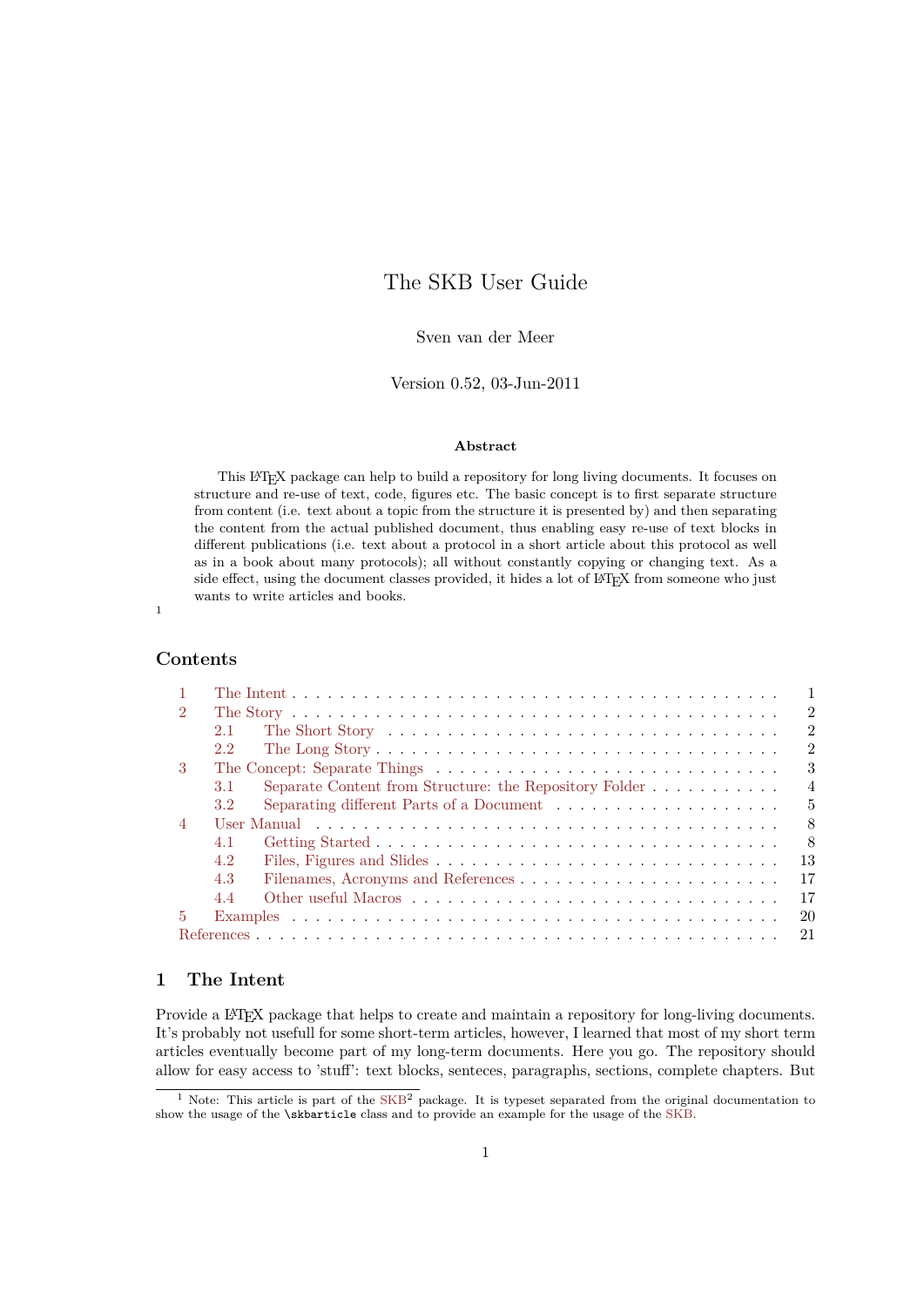# The SKB User Guide

Sven van der Meer

Version 0.52, 03-Jun-2011

**Abstract**

This LaTeX package can help to build a repository for long living documents. It focuses on structure and re-use of text, code, figures etc. The basic concept is to first separate structure from content (i.e. text about a topic from the structure it is presented by) and then separating the content from the actual published document, thus enabling easy re-use of text blocks in different publications (i.e. text about a protocol in a short article about this protocol as well as in a book about many protocols); all without constantly copying or changing text. As a side effect, using the document classes provided, it hides a lot of LaTeX from someone who just wants to write articles and books.

[1]

## Contents

- 1 The Intent . . . 1
- 2 The Story . . . 2
  - 2.1 The Short Story . . . 2
  - 2.2 The Long Story . . . 2
- 3 The Concept: Separate Things . . . 3
  - 3.1 Separate Content from Structure: the Repository Folder . . . 4
  - 3.2 Separating different Parts of a Document . . . 5
- 4 User Manual . . . 8
  - 4.1 Getting Started . . . 8
  - 4.2 Files, Figures and Slides . . . 13
  - 4.3 Filenames, Acronyms and References . . . 17
  - 4.4 Other useful Macros . . . 17
- 5 Examples . . . 20
- References . . . 21

## 1 The Intent

Provide a LaTeX package that helps to create and maintain a repository for long-living documents. It's probably not usefull for some short-term articles, however, I learned that most of my short term articles eventually become part of my long-term documents. Here you go. The repository should allow for easy access to 'stuff': text blocks, senteces, paragraphs, sections, complete chapters. But

[1] Note: This article is part of the SKB[2] package. It is typeset separated from the original documentation to show the usage of the `\skbarticle` class and to provide an example for the usage of the SKB.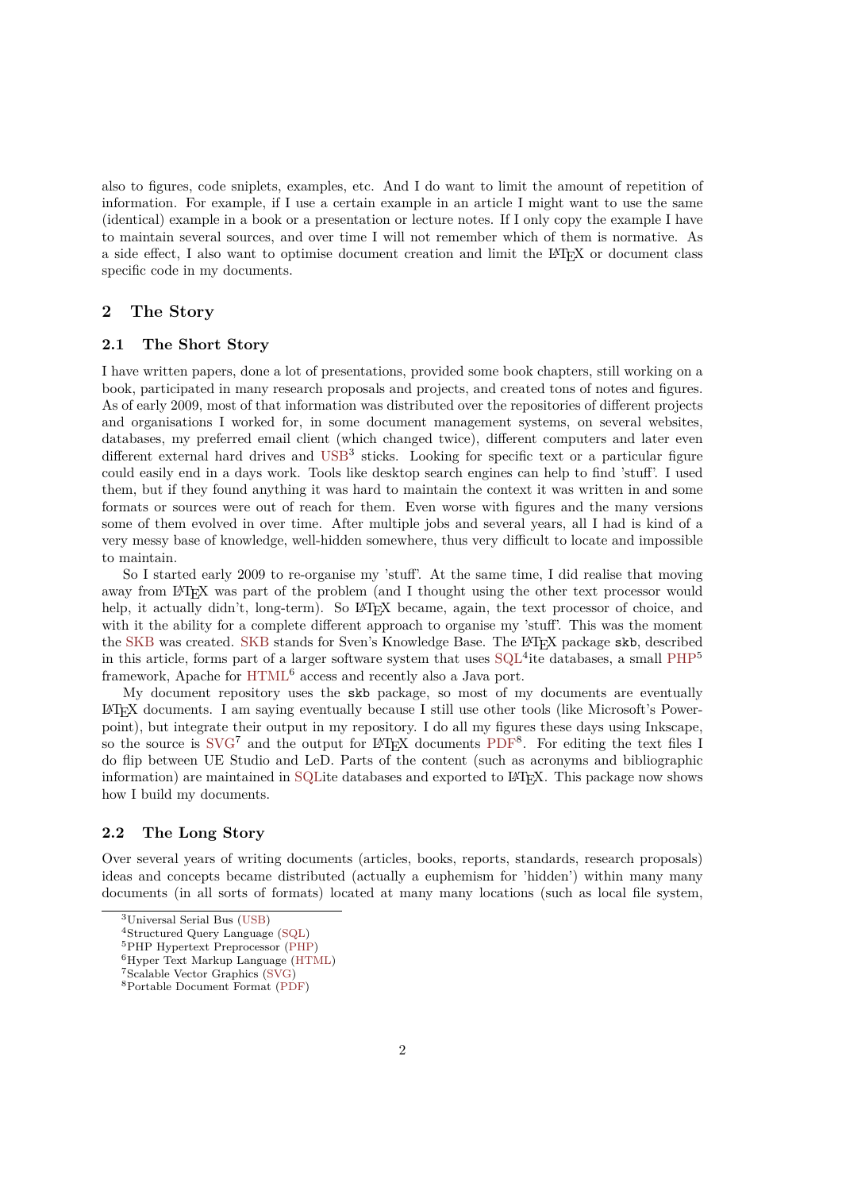also to figures, code sniplets, examples, etc. And I do want to limit the amount of repetition of information. For example, if I use a certain example in an article I might want to use the same (identical) example in a book or a presentation or lecture notes. If I only copy the example I have to maintain several sources, and over time I will not remember which of them is normative. As a side effect, I also want to optimise document creation and limit the LaTeX or document class specific code in my documents.

## 2 The Story

### 2.1 The Short Story

I have written papers, done a lot of presentations, provided some book chapters, still working on a book, participated in many research proposals and projects, and created tons of notes and figures. As of early 2009, most of that information was distributed over the repositories of different projects and organisations I worked for, in some document management systems, on several websites, databases, my preferred email client (which changed twice), different computers and later even different external hard drives and USB[3] sticks. Looking for specific text or a particular figure could easily end in a days work. Tools like desktop search engines can help to find 'stuff'. I used them, but if they found anything it was hard to maintain the context it was written in and some formats or sources were out of reach for them. Even worse with figures and the many versions some of them evolved in over time. After multiple jobs and several years, all I had is kind of a very messy base of knowledge, well-hidden somewhere, thus very difficult to locate and impossible to maintain.

So I started early 2009 to re-organise my 'stuff'. At the same time, I did realise that moving away from LaTeX was part of the problem (and I thought using the other text processor would help, it actually didn't, long-term). So LaTeX became, again, the text processor of choice, and with it the ability for a complete different approach to organise my 'stuff'. This was the moment the SKB was created. SKB stands for Sven's Knowledge Base. The LaTeX package `skb`, described in this article, forms part of a larger software system that uses SQL[4]ite databases, a small PHP[5] framework, Apache for HTML[6] access and recently also a Java port.

My document repository uses the `skb` package, so most of my documents are eventually LaTeX documents. I am saying eventually because I still use other tools (like Microsoft's Powerpoint), but integrate their output in my repository. I do all my figures these days using Inkscape, so the source is SVG[7] and the output for LaTeX documents PDF[8]. For editing the text files I do flip between UE Studio and LeD. Parts of the content (such as acronyms and bibliographic information) are maintained in SQLite databases and exported to LaTeX. This package now shows how I build my documents.

### 2.2 The Long Story

Over several years of writing documents (articles, books, reports, standards, research proposals) ideas and concepts became distributed (actually a euphemism for 'hidden') within many many documents (in all sorts of formats) located at many many locations (such as local file system,

[3] Universal Serial Bus (USB)
[4] Structured Query Language (SQL)
[5] PHP Hypertext Preprocessor (PHP)
[6] Hyper Text Markup Language (HTML)
[7] Scalable Vector Graphics (SVG)
[8] Portable Document Format (PDF)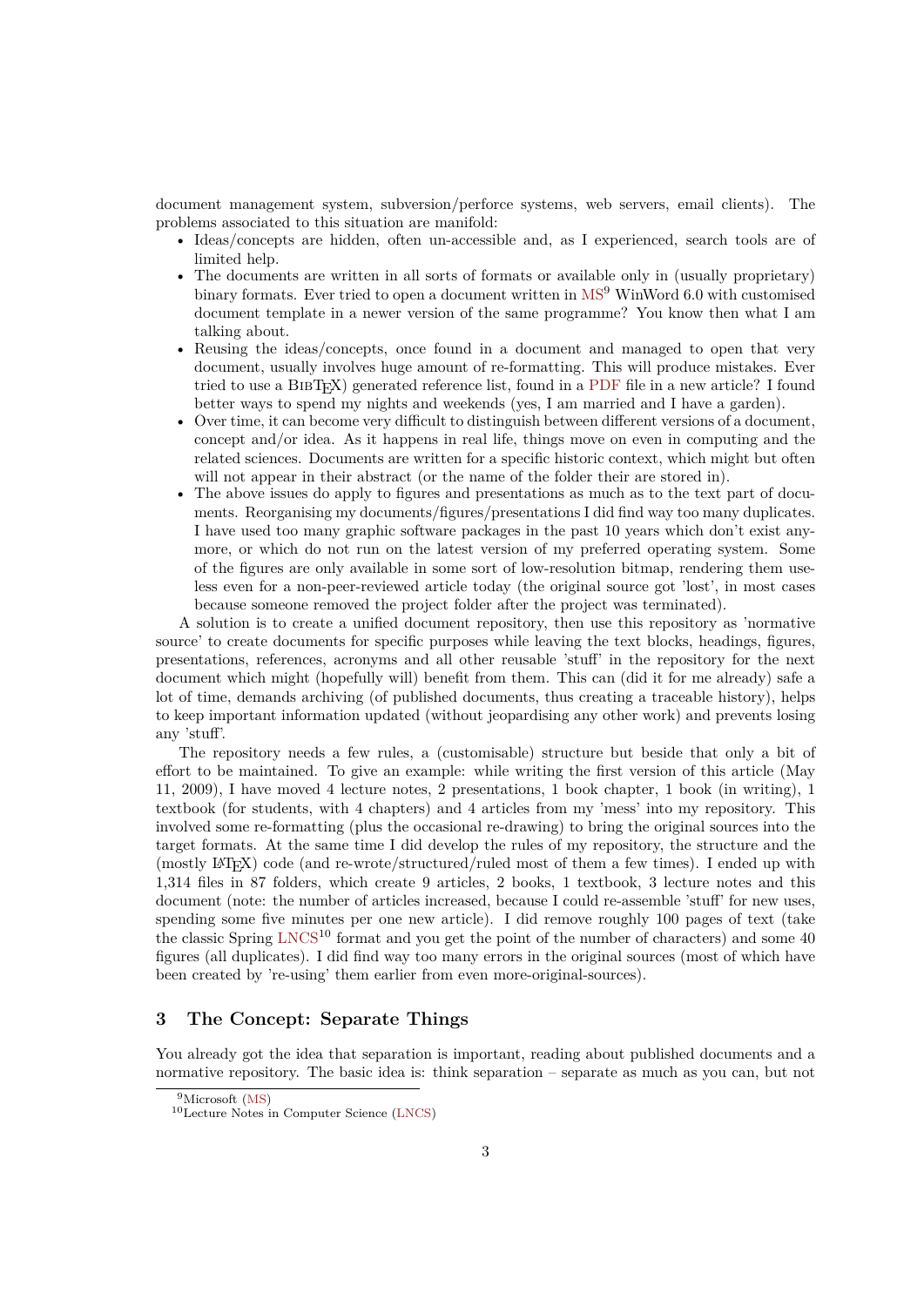document management system, subversion/perforce systems, web servers, email clients). The problems associated to this situation are manifold:

- Ideas/concepts are hidden, often un-accessible and, as I experienced, search tools are of limited help.
- The documents are written in all sorts of formats or available only in (usually proprietary) binary formats. Ever tried to open a document written in MS[9] WinWord 6.0 with customised document template in a newer version of the same programme? You know then what I am talking about.
- Reusing the ideas/concepts, once found in a document and managed to open that very document, usually involves huge amount of re-formatting. This will produce mistakes. Ever tried to use a BibTeX) generated reference list, found in a PDF file in a new article? I found better ways to spend my nights and weekends (yes, I am married and I have a garden).
- Over time, it can become very difficult to distinguish between different versions of a document, concept and/or idea. As it happens in real life, things move on even in computing and the related sciences. Documents are written for a specific historic context, which might but often will not appear in their abstract (or the name of the folder their are stored in).
- The above issues do apply to figures and presentations as much as to the text part of documents. Reorganising my documents/figures/presentations I did find way too many duplicates. I have used too many graphic software packages in the past 10 years which don't exist anymore, or which do not run on the latest version of my preferred operating system. Some of the figures are only available in some sort of low-resolution bitmap, rendering them useless even for a non-peer-reviewed article today (the original source got 'lost', in most cases because someone removed the project folder after the project was terminated).

A solution is to create a unified document repository, then use this repository as 'normative source' to create documents for specific purposes while leaving the text blocks, headings, figures, presentations, references, acronyms and all other reusable 'stuff' in the repository for the next document which might (hopefully will) benefit from them. This can (did it for me already) safe a lot of time, demands archiving (of published documents, thus creating a traceable history), helps to keep important information updated (without jeopardising any other work) and prevents losing any 'stuff'.

The repository needs a few rules, a (customisable) structure but beside that only a bit of effort to be maintained. To give an example: while writing the first version of this article (May 11, 2009), I have moved 4 lecture notes, 2 presentations, 1 book chapter, 1 book (in writing), 1 textbook (for students, with 4 chapters) and 4 articles from my 'mess' into my repository. This involved some re-formatting (plus the occasional re-drawing) to bring the original sources into the target formats. At the same time I did develop the rules of my repository, the structure and the (mostly LaTeX) code (and re-wrote/structured/ruled most of them a few times). I ended up with 1,314 files in 87 folders, which create 9 articles, 2 books, 1 textbook, 3 lecture notes and this document (note: the number of articles increased, because I could re-assemble 'stuff' for new uses, spending some five minutes per one new article). I did remove roughly 100 pages of text (take the classic Spring LNCS[10] format and you get the point of the number of characters) and some 40 figures (all duplicates). I did find way too many errors in the original sources (most of which have been created by 're-using' them earlier from even more-original-sources).

## 3 The Concept: Separate Things

You already got the idea that separation is important, reading about published documents and a normative repository. The basic idea is: think separation – separate as much as you can, but not

[9] Microsoft (MS)

[10] Lecture Notes in Computer Science (LNCS)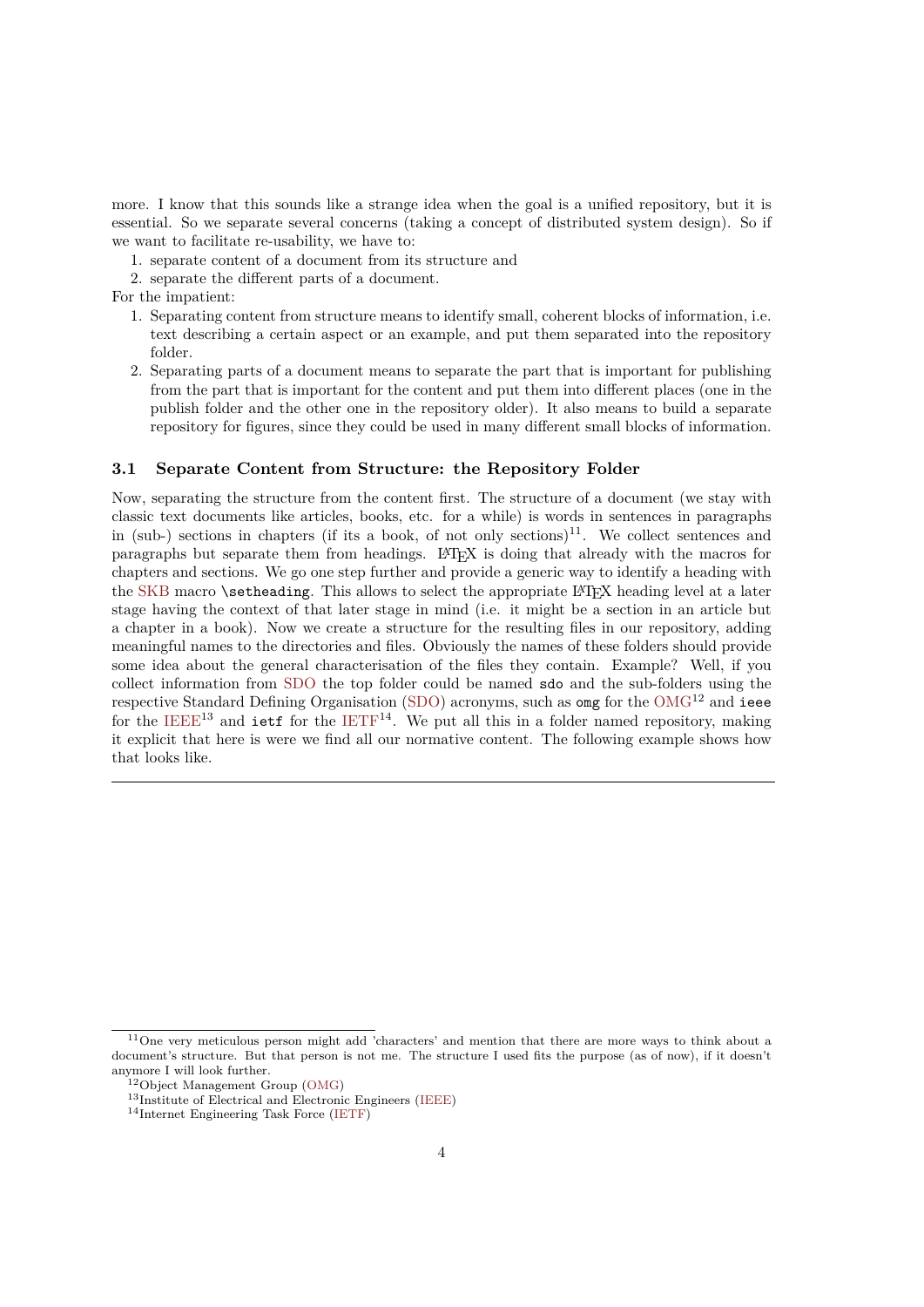more. I know that this sounds like a strange idea when the goal is a unified repository, but it is essential. So we separate several concerns (taking a concept of distributed system design). So if we want to facilitate re-usability, we have to:

1. separate content of a document from its structure and
2. separate the different parts of a document.

For the impatient:

1. Separating content from structure means to identify small, coherent blocks of information, i.e. text describing a certain aspect or an example, and put them separated into the repository folder.
2. Separating parts of a document means to separate the part that is important for publishing from the part that is important for the content and put them into different places (one in the publish folder and the other one in the repository older). It also means to build a separate repository for figures, since they could be used in many different small blocks of information.

### 3.1 Separate Content from Structure: the Repository Folder

Now, separating the structure from the content first. The structure of a document (we stay with classic text documents like articles, books, etc. for a while) is words in sentences in paragraphs in (sub-) sections in chapters (if its a book, of not only sections)[11]. We collect sentences and paragraphs but separate them from headings. LaTeX is doing that already with the macros for chapters and sections. We go one step further and provide a generic way to identify a heading with the SKB macro `\setheading`. This allows to select the appropriate LaTeX heading level at a later stage having the context of that later stage in mind (i.e. it might be a section in an article but a chapter in a book). Now we create a structure for the resulting files in our repository, adding meaningful names to the directories and files. Obviously the names of these folders should provide some idea about the general characterisation of the files they contain. Example? Well, if you collect information from SDO the top folder could be named `sdo` and the sub-folders using the respective Standard Defining Organisation (SDO) acronyms, such as `omg` for the OMG[12] and `ieee` for the IEEE[13] and `ietf` for the IETF[14]. We put all this in a folder named repository, making it explicit that here is were we find all our normative content. The following example shows how that looks like.

---

[11] One very meticulous person might add 'characters' and mention that there are more ways to think about a document's structure. But that person is not me. The structure I used fits the purpose (as of now), if it doesn't anymore I will look further.

[12] Object Management Group (OMG)

[13] Institute of Electrical and Electronic Engineers (IEEE)

[14] Internet Engineering Task Force (IETF)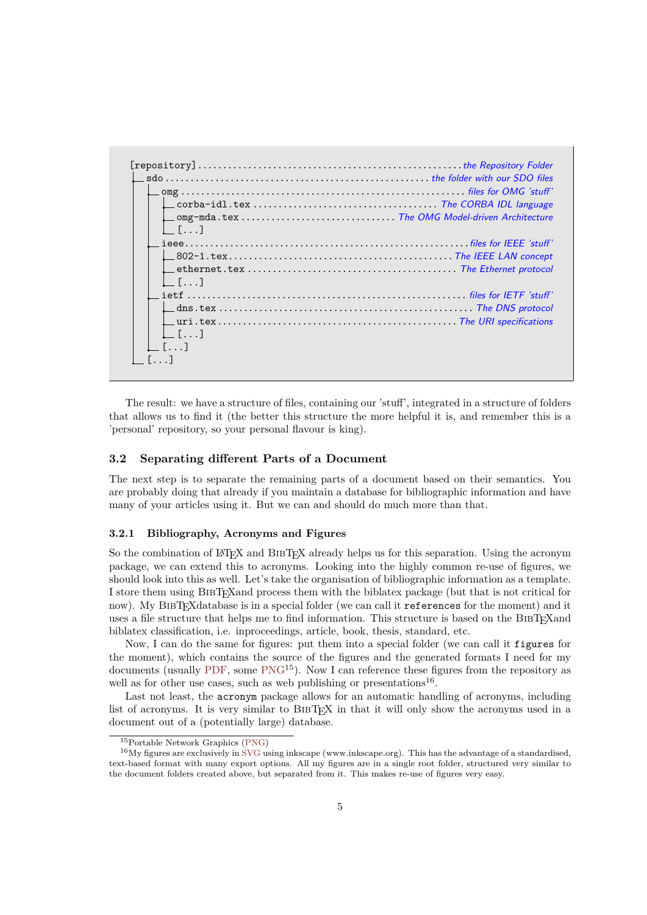```
[repository] ............................................ the Repository Folder
├── sdo ................................................ the folder with our SDO files
│   ├── omg ............................................ files for OMG 'stuff'
│   │   ├── corba-idl.tex .............................. The CORBA IDL language
│   │   ├── omg-mda.tex ................................ The OMG Model-driven Architecture
│   │   └── [...]
│   ├── ieee ........................................... files for IEEE 'stuff'
│   │   ├── 802-1.tex .................................. The IEEE LAN concept
│   │   ├── ethernet.tex ............................... The Ethernet protocol
│   │   └── [...]
│   ├── ietf ........................................... files for IETF 'stuff'
│   │   ├── dns.tex .................................... The DNS protocol
│   │   ├── uri.tex .................................... The URI specifications
│   │   └── [...]
│   └── [...]
└── [...]
```

The result: we have a structure of files, containing our 'stuff', integrated in a structure of folders that allows us to find it (the better this structure the more helpful it is, and remember this is a 'personal' repository, so your personal flavour is king).

## 3.2 Separating different Parts of a Document

The next step is to separate the remaining parts of a document based on their semantics. You are probably doing that already if you maintain a database for bibliographic information and have many of your articles using it. But we can and should do much more than that.

### 3.2.1 Bibliography, Acronyms and Figures

So the combination of LaTeX and BibTeX already helps us for this separation. Using the acronym package, we can extend this to acronyms. Looking into the highly common re-use of figures, we should look into this as well. Let's take the organisation of bibliographic information as a template. I store them using BibTeXand process them with the biblatex package (but that is not critical for now). My BibTeXdatabase is in a special folder (we can call it `references` for the moment) and it uses a file structure that helps me to find information. This structure is based on the BibTeXand biblatex classification, i.e. inproceedings, article, book, thesis, standard, etc.

Now, I can do the same for figures: put them into a special folder (we can call it `figures` for the moment), which contains the source of the figures and the generated formats I need for my documents (usually PDF, some PNG[15]). Now I can reference these figures from the repository as well as for other use cases, such as web publishing or presentations[16].

Last not least, the `acronym` package allows for an automatic handling of acronyms, including list of acronyms. It is very similar to BibTeX in that it will only show the acronyms used in a document out of a (potentially large) database.

---

[15] Portable Network Graphics (PNG)

[16] My figures are exclusively in SVG using inkscape (www.inkscape.org). This has the advantage of a standardised, text-based format with many export options. All my figures are in a single root folder, structured very similar to the document folders created above, but separated from it. This makes re-use of figures very easy.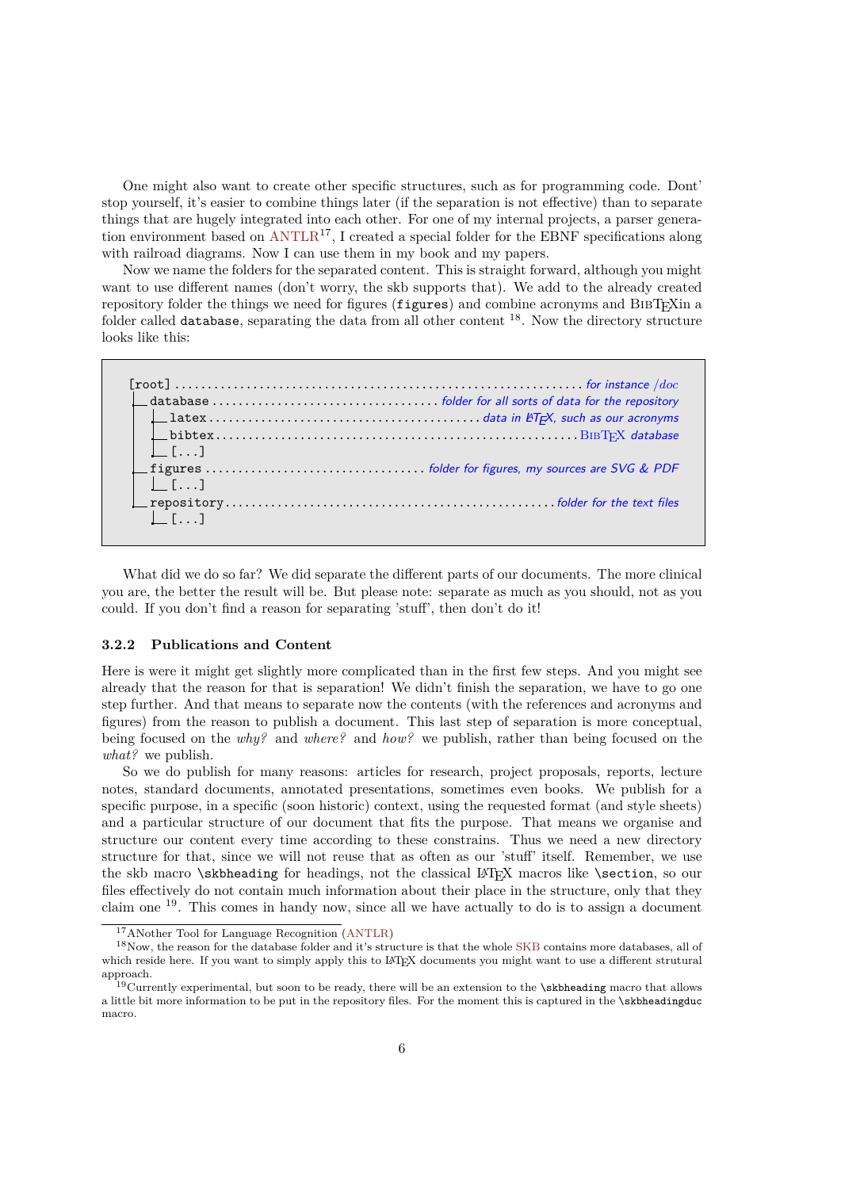One might also want to create other specific structures, such as for programming code. Dont' stop yourself, it's easier to combine things later (if the separation is not effective) than to separate things that are hugely integrated into each other. For one of my internal projects, a parser generation environment based on ANTLR[17], I created a special folder for the EBNF specifications along with railroad diagrams. Now I can use them in my book and my papers.

Now we name the folders for the separated content. This is straight forward, although you might want to use different names (don't worry, the skb supports that). We add to the already created repository folder the things we need for figures (`figures`) and combine acronyms and BibTeXin a folder called `database`, separating the data from all other content [18]. Now the directory structure looks like this:

```
[root] ................................................ for instance /doc
  database .............................. folder for all sorts of data for the repository
    latex ........................................ data in LaTeX, such as our acronyms
    bibtex ................................................... BibTeX database
    [...]
  figures ............................... folder for figures, my sources are SVG & PDF
    [...]
  repository ............................................... folder for the text files
    [...]
```

What did we do so far? We did separate the different parts of our documents. The more clinical you are, the better the result will be. But please note: separate as much as you should, not as you could. If you don't find a reason for separating 'stuff', then don't do it!

### 3.2.2 Publications and Content

Here is were it might get slightly more complicated than in the first few steps. And you might see already that the reason for that is separation! We didn't finish the separation, we have to go one step further. And that means to separate now the contents (with the references and acronyms and figures) from the reason to publish a document. This last step of separation is more conceptual, being focused on the *why?* and *where?* and *how?* we publish, rather than being focused on the *what?* we publish.

So we do publish for many reasons: articles for research, project proposals, reports, lecture notes, standard documents, annotated presentations, sometimes even books. We publish for a specific purpose, in a specific (soon historic) context, using the requested format (and style sheets) and a particular structure of our document that fits the purpose. That means we organise and structure our content every time according to these constrains. Thus we need a new directory structure for that, since we will not reuse that as often as our 'stuff' itself. Remember, we use the skb macro `\skbheading` for headings, not the classical LaTeX macros like `\section`, so our files effectively do not contain much information about their place in the structure, only that they claim one [19]. This comes in handy now, since all we have actually to do is to assign a document

[17] ANother Tool for Language Recognition (ANTLR)

[18] Now, the reason for the database folder and it's structure is that the whole SKB contains more databases, all of which reside here. If you want to simply apply this to LaTeX documents you might want to use a different strutural approach.

[19] Currently experimental, but soon to be ready, there will be an extension to the `\skbheading` macro that allows a little bit more information to be put in the repository files. For the moment this is captured in the `\skbheadingduc` macro.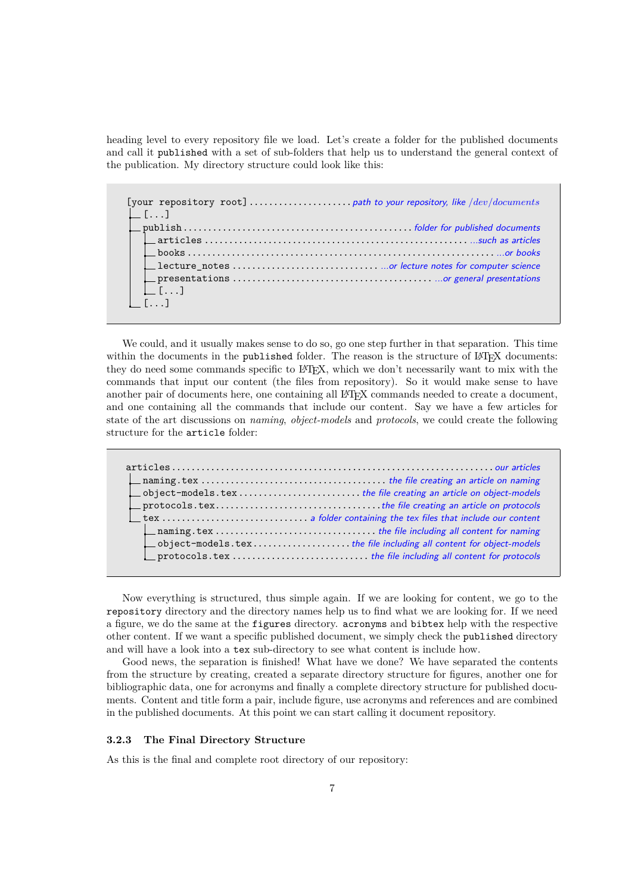heading level to every repository file we load. Let's create a folder for the published documents and call it `published` with a set of sub-folders that help us to understand the general context of the publication. My directory structure could look like this:

```
[your repository root] .................... path to your repository, like /dev/documents
├─ [...]
├─ publish ........................................... folder for published documents
│  ├─ articles ................................................... ...such as articles
│  ├─ books ......................................................... ...or books
│  ├─ lecture_notes ............................ ...or lecture notes for computer science
│  ├─ presentations ...................................... ...or general presentations
│  └─ [...]
└─ [...]
```

We could, and it usually makes sense to do so, go one step further in that separation. This time within the documents in the `published` folder. The reason is the structure of LaTeX documents: they do need some commands specific to LaTeX, which we don't necessarily want to mix with the commands that input our content (the files from repository). So it would make sense to have another pair of documents here, one containing all LaTeX commands needed to create a document, and one containing all the commands that include our content. Say we have a few articles for state of the art discussions on *naming*, *object-models* and *protocols*, we could create the following structure for the `article` folder:

```
articles ................................................................ our articles
├─ naming.tex .................................... the file creating an article on naming
├─ object-models.tex ....................... the file creating an article on object-models
├─ protocols.tex................................ the file creating an article on protocols
└─ tex ............................. a folder containing the tex files that include our content
   ├─ naming.tex ................................ the file including all content for naming
   ├─ object-models.tex................... the file including all content for object-models
   └─ protocols.tex ........................... the file including all content for protocols
```

Now everything is structured, thus simple again. If we are looking for content, we go to the `repository` directory and the directory names help us to find what we are looking for. If we need a figure, we do the same at the `figures` directory. `acronyms` and `bibtex` help with the respective other content. If we want a specific published document, we simply check the `published` directory and will have a look into a `tex` sub-directory to see what content is include how.

Good news, the separation is finished! What have we done? We have separated the contents from the structure by creating, created a separate directory structure for figures, another one for bibliographic data, one for acronyms and finally a complete directory structure for published documents. Content and title form a pair, include figure, use acronyms and references and are combined in the published documents. At this point we can start calling it document repository.

### 3.2.3 The Final Directory Structure

As this is the final and complete root directory of our repository: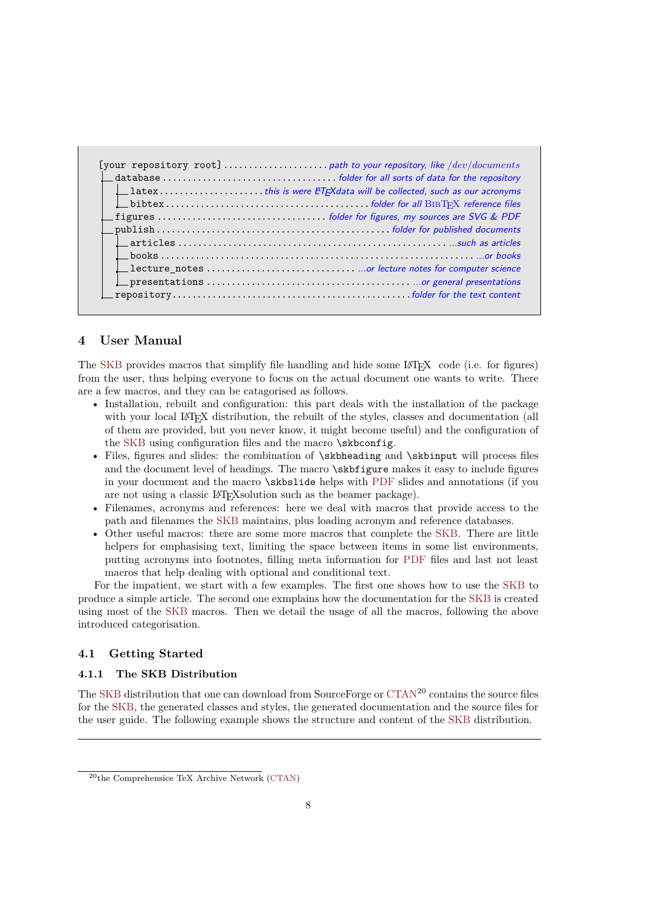```
[your repository root] .................... path to your repository, like /dev/documents
├── database ................................. folder for all sorts of data for the repository
│   ├── latex .................... this is were LaTeXdata will be collected, such as our acronyms
│   └── bibtex ...................................... folder for all BibTeX reference files
├── figures ................................ folder for figures, my sources are SVG & PDF
├── publish ............................................ folder for published documents
│   ├── articles ..................................................... ...such as articles
│   ├── books ............................................................... ...or books
│   ├── lecture_notes .............................. ...or lecture notes for computer science
│   └── presentations ....................................... ...or general presentations
└── repository.............................................. folder for the text content
```

## 4 User Manual

The SKB provides macros that simplify file handling and hide some LaTeX code (i.e. for figures) from the user, thus helping everyone to focus on the actual document one wants to write. There are a few macros, and they can be catagorised as follows.

- Installation, rebuilt and configuration: this part deals with the installation of the package with your local LaTeX distribution, the rebuilt of the styles, classes and documentation (all of them are provided, but you never know, it might become useful) and the configuration of the SKB using configuration files and the macro `\skbconfig`.
- Files, figures and slides: the combination of `\skbheading` and `\skbinput` will process files and the document level of headings. The macro `\skbfigure` makes it easy to include figures in your document and the macro `\skbslide` helps with PDF slides and annotations (if you are not using a classic LaTeXsolution such as the beamer package).
- Filenames, acronyms and references: here we deal with macros that provide access to the path and filenames the SKB maintains, plus loading acronym and reference databases.
- Other useful macros: there are some more macros that complete the SKB. There are little helpers for emphasising text, limiting the space between items in some list environments, putting acronyms into footnotes, filling meta information for PDF files and last not least macros that help dealing with optional and conditional text.

For the impatient, we start with a few examples. The first one shows how to use the SKB to produce a simple article. The second one exmplains how the documentation for the SKB is created using most of the SKB macros. Then we detail the usage of all the macros, following the above introduced categorisation.

### 4.1 Getting Started

#### 4.1.1 The SKB Distribution

The SKB distribution that one can download from SourceForge or CTAN[20] contains the source files for the SKB, the generated classes and styles, the generated documentation and the source files for the user guide. The following example shows the structure and content of the SKB distribution.

---

[20] the Comprehensice TeX Archive Network (CTAN)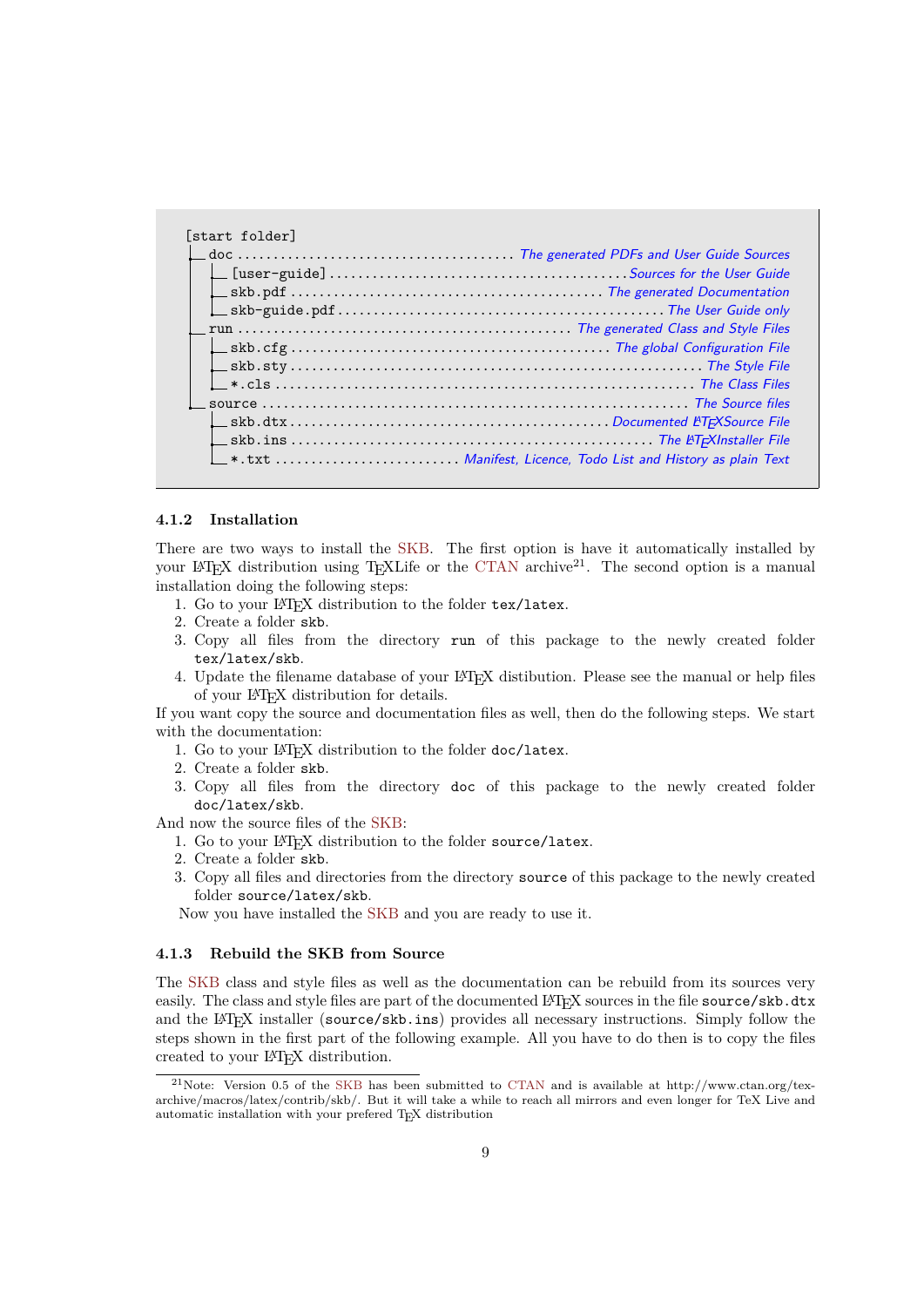```
[start folder]
├─ doc .................................... The generated PDFs and User Guide Sources
│  ├─ [user-guide] .......................................... Sources for the User Guide
│  ├─ skb.pdf ............................................ The generated Documentation
│  └─ skb-guide.pdf ............................................. The User Guide only
├─ run ................................................ The generated Class and Style Files
│  ├─ skb.cfg ........................................... The global Configuration File
│  ├─ skb.sty ........................................................... The Style File
│  └─ *.cls ............................................................ The Class Files
└─ source ............................................................ The Source files
   ├─ skb.dtx ........................................... Documented LaTeXSource File
   ├─ skb.ins ................................................... The LaTeXInstaller File
   └─ *.txt ......................... Manifest, Licence, Todo List and History as plain Text
```

### 4.1.2 Installation

There are two ways to install the SKB. The first option is have it automatically installed by your LaTeX distribution using TeXLife or the CTAN archive[21]. The second option is a manual installation doing the following steps:

1. Go to your LaTeX distribution to the folder `tex/latex`.
2. Create a folder `skb`.
3. Copy all files from the directory `run` of this package to the newly created folder `tex/latex/skb`.
4. Update the filename database of your LaTeX distibution. Please see the manual or help files of your LaTeX distribution for details.

If you want copy the source and documentation files as well, then do the following steps. We start with the documentation:

1. Go to your LaTeX distribution to the folder `doc/latex`.
2. Create a folder `skb`.
3. Copy all files from the directory `doc` of this package to the newly created folder `doc/latex/skb`.

And now the source files of the SKB:

1. Go to your LaTeX distribution to the folder `source/latex`.
2. Create a folder `skb`.
3. Copy all files and directories from the directory `source` of this package to the newly created folder `source/latex/skb`.

Now you have installed the SKB and you are ready to use it.

### 4.1.3 Rebuild the SKB from Source

The SKB class and style files as well as the documentation can be rebuild from its sources very easily. The class and style files are part of the documented LaTeX sources in the file `source/skb.dtx` and the LaTeX installer (`source/skb.ins`) provides all necessary instructions. Simply follow the steps shown in the first part of the following example. All you have to do then is to copy the files created to your LaTeX distribution.

[21]Note: Version 0.5 of the SKB has been submitted to CTAN and is available at http://www.ctan.org/tex-archive/macros/latex/contrib/skb/. But it will take a while to reach all mirrors and even longer for TeX Live and automatic installation with your prefered TeX distribution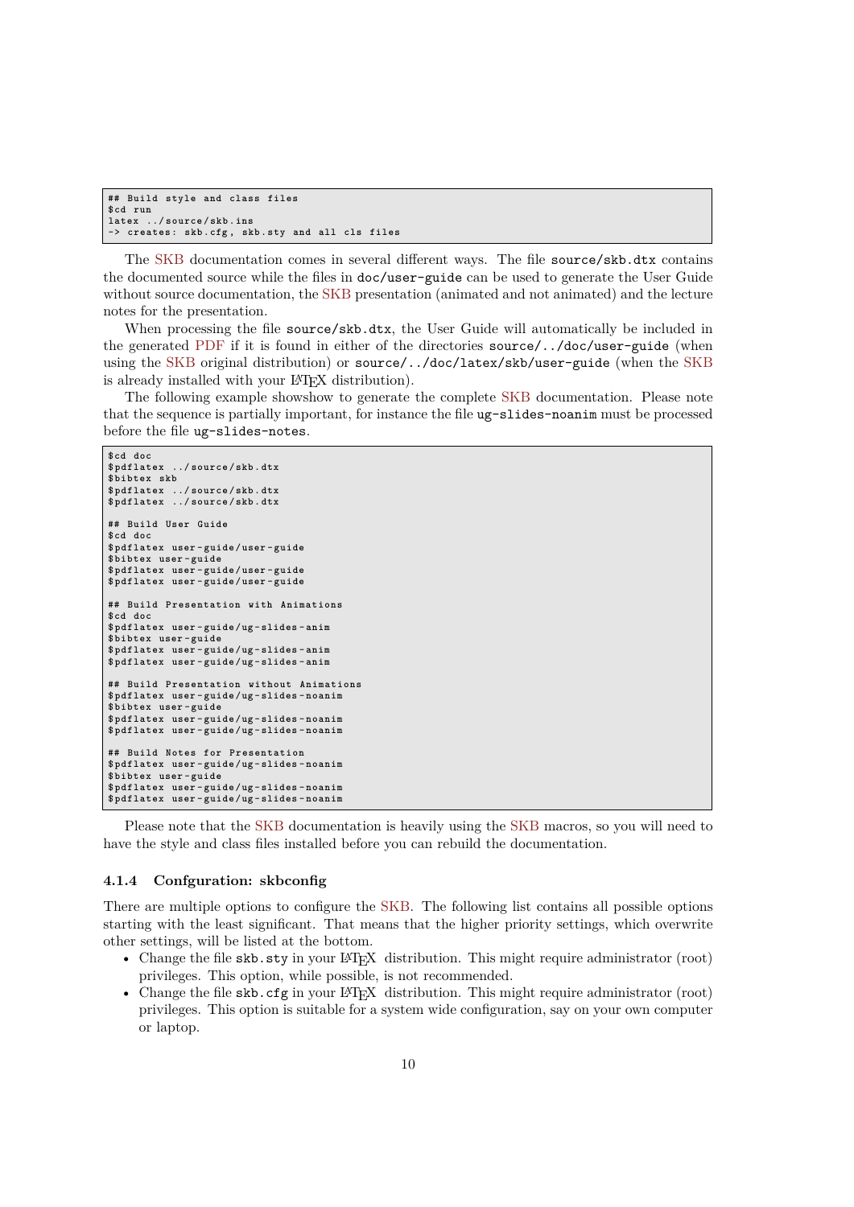```
## Build style and class files
$cd run
latex ../source/skb.ins
-> creates: skb.cfg, skb.sty and all cls files
```

The SKB documentation comes in several different ways. The file `source/skb.dtx` contains the documented source while the files in `doc/user-guide` can be used to generate the User Guide without source documentation, the SKB presentation (animated and not animated) and the lecture notes for the presentation.

When processing the file `source/skb.dtx`, the User Guide will automatically be included in the generated PDF if it is found in either of the directories `source/../doc/user-guide` (when using the SKB original distribution) or `source/../doc/latex/skb/user-guide` (when the SKB is already installed with your LaTeX distribution).

The following example showshow to generate the complete SKB documentation. Please note that the sequence is partially important, for instance the file `ug-slides-noanim` must be processed before the file `ug-slides-notes`.

```
$cd doc
$pdflatex ../source/skb.dtx
$bibtex skb
$pdflatex ../source/skb.dtx
$pdflatex ../source/skb.dtx

## Build User Guide
$cd doc
$pdflatex user-guide/user-guide
$bibtex user-guide
$pdflatex user-guide/user-guide
$pdflatex user-guide/user-guide

## Build Presentation with Animations
$cd doc
$pdflatex user-guide/ug-slides-anim
$bibtex user-guide
$pdflatex user-guide/ug-slides-anim
$pdflatex user-guide/ug-slides-anim

## Build Presentation without Animations
$pdflatex user-guide/ug-slides-noanim
$bibtex user-guide
$pdflatex user-guide/ug-slides-noanim
$pdflatex user-guide/ug-slides-noanim

## Build Notes for Presentation
$pdflatex user-guide/ug-slides-noanim
$bibtex user-guide
$pdflatex user-guide/ug-slides-noanim
$pdflatex user-guide/ug-slides-noanim
```

Please note that the SKB documentation is heavily using the SKB macros, so you will need to have the style and class files installed before you can rebuild the documentation.

### 4.1.4 Confguration: skbconfig

There are multiple options to configure the SKB. The following list contains all possible options starting with the least significant. That means that the higher priority settings, which overwrite other settings, will be listed at the bottom.

- Change the file `skb.sty` in your LaTeX distribution. This might require administrator (root) privileges. This option, while possible, is not recommended.
- Change the file `skb.cfg` in your LaTeX distribution. This might require administrator (root) privileges. This option is suitable for a system wide configuration, say on your own computer or laptop.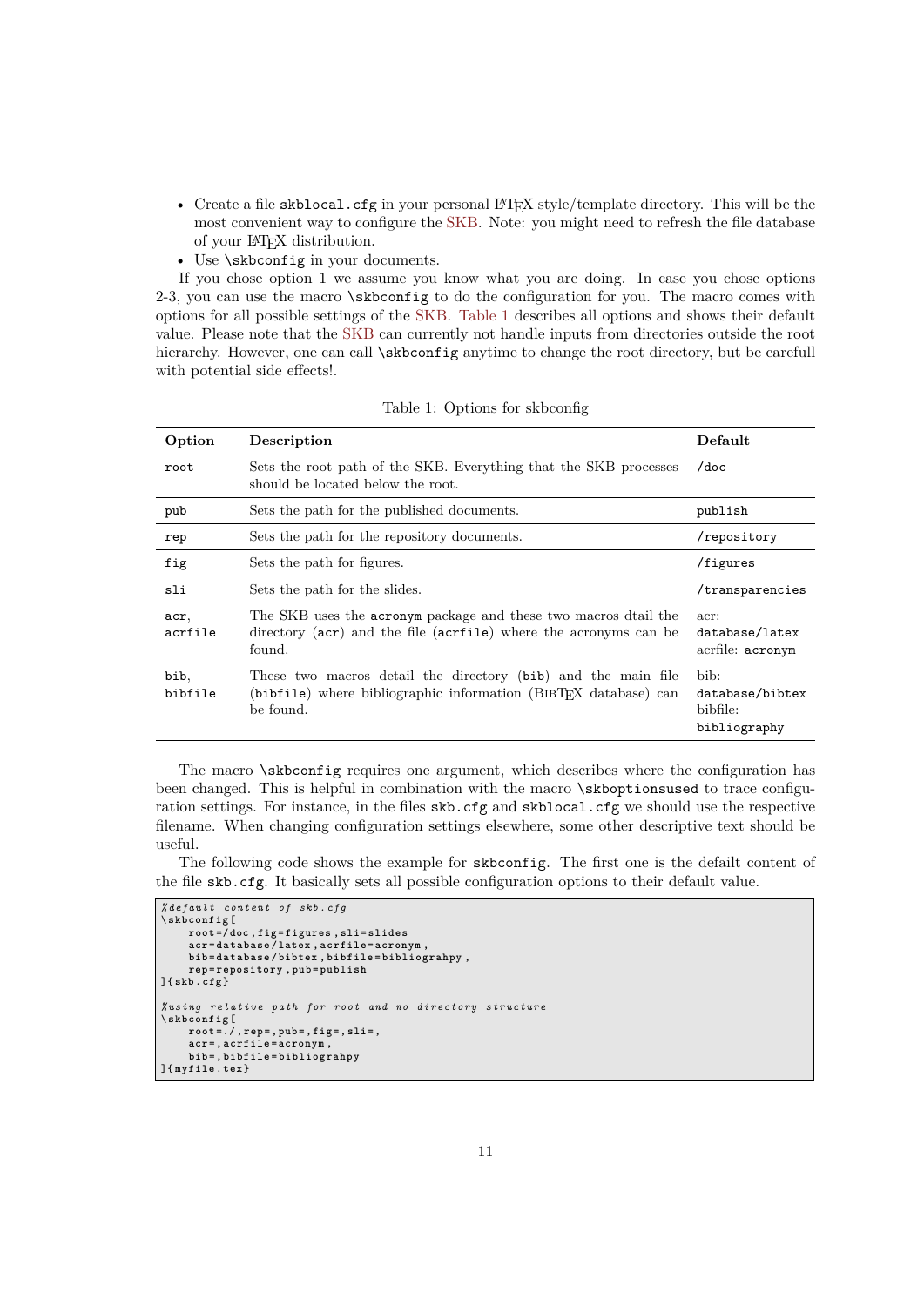- Create a file `skblocal.cfg` in your personal LaTeX style/template directory. This will be the most convenient way to configure the SKB. Note: you might need to refresh the file database of your LaTeX distribution.
- Use `\skbconfig` in your documents.

If you chose option 1 we assume you know what you are doing. In case you chose options 2-3, you can use the macro `\skbconfig` to do the configuration for you. The macro comes with options for all possible settings of the SKB. Table 1 describes all options and shows their default value. Please note that the SKB can currently not handle inputs from directories outside the root hierarchy. However, one can call `\skbconfig` anytime to change the root directory, but be carefull with potential side effects!.

Table 1: Options for skbconfig

| Option | Description | Default |
|---|---|---|
| `root` | Sets the root path of the SKB. Everything that the SKB processes should be located below the root. | `/doc` |
| `pub` | Sets the path for the published documents. | `publish` |
| `rep` | Sets the path for the repository documents. | `/repository` |
| `fig` | Sets the path for figures. | `/figures` |
| `sli` | Sets the path for the slides. | `/transparencies` |
| `acr`, `acrfile` | The SKB uses the `acronym` package and these two macros dtail the directory (`acr`) and the file (`acrfile`) where the acronyms can be found. | acr: `database/latex` acrfile: `acronym` |
| `bib`, `bibfile` | These two macros detail the directory (`bib`) and the main file (`bibfile`) where bibliographic information (BibTeX database) can be found. | bib: `database/bibtex` bibfile: `bibliography` |

The macro `\skbconfig` requires one argument, which describes where the configuration has been changed. This is helpful in combination with the macro `\skboptionsused` to trace configuration settings. For instance, in the files `skb.cfg` and `skblocal.cfg` we should use the respective filename. When changing configuration settings elsewhere, some other descriptive text should be useful.

The following code shows the example for `skbconfig`. The first one is the deafult content of the file `skb.cfg`. It basically sets all possible configuration options to their default value.

```
%default content of skb.cfg
\skbconfig[
    root=/doc,fig=figures,sli=slides
    acr=database/latex,acrfile=acronym,
    bib=database/bibtex,bibfile=bibliograhpy,
    rep=repository,pub=publish
]{skb.cfg}

%using relative path for root and no directory structure
\skbconfig[
    root=./,rep=,pub=,fig=,sli=,
    acr=,acrfile=acronym,
    bib=,bibfile=bibliograhpy
]{myfile.tex}
```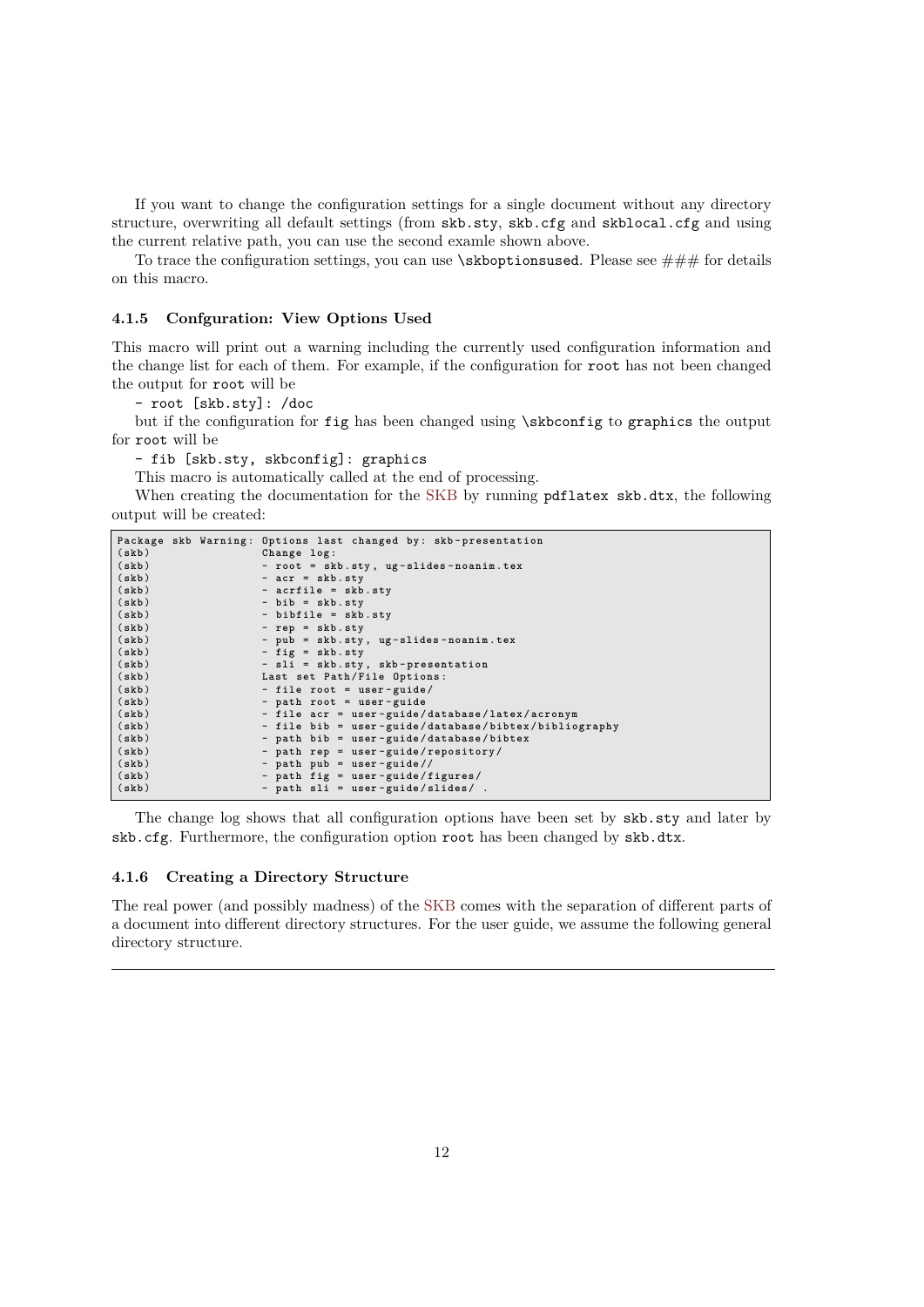If you want to change the configuration settings for a single document without any directory structure, overwriting all default settings (from `skb.sty`, `skb.cfg` and `skblocal.cfg` and using the current relative path, you can use the second examle shown above.

To trace the configuration settings, you can use `\skboptionsused`. Please see ### for details on this macro.

#### 4.1.5 Confguration: View Options Used

This macro will print out a warning including the currently used configuration information and the change list for each of them. For example, if the configuration for `root` has not been changed the output for `root` will be

`- root [skb.sty]: /doc`

but if the configuration for `fig` has been changed using `\skbconfig` to `graphics` the output for `root` will be

`- fib [skb.sty, skbconfig]: graphics`

This macro is automatically called at the end of processing.

When creating the documentation for the SKB by running `pdflatex skb.dtx`, the following output will be created:

```
Package skb Warning: Options last changed by: skb-presentation
(skb)                Change log:
(skb)                - root = skb.sty, ug-slides-noanim.tex
(skb)                - acr = skb.sty
(skb)                - acrfile = skb.sty
(skb)                - bib = skb.sty
(skb)                - bibfile = skb.sty
(skb)                - rep = skb.sty
(skb)                - pub = skb.sty, ug-slides-noanim.tex
(skb)                - fig = skb.sty
(skb)                - sli = skb.sty, skb-presentation
(skb)                Last set Path/File Options:
(skb)                - file root = user-guide/
(skb)                - path root = user-guide
(skb)                - file acr = user-guide/database/latex/acronym
(skb)                - file bib = user-guide/database/bibtex/bibliography
(skb)                - path bib = user-guide/database/bibtex
(skb)                - path rep = user-guide/repository/
(skb)                - path pub = user-guide//
(skb)                - path fig = user-guide/figures/
(skb)                - path sli = user-guide/slides/ .
```

The change log shows that all configuration options have been set by `skb.sty` and later by `skb.cfg`. Furthermore, the configuration option `root` has been changed by `skb.dtx`.

#### 4.1.6 Creating a Directory Structure

The real power (and possibly madness) of the SKB comes with the separation of different parts of a document into different directory structures. For the user guide, we assume the following general directory structure.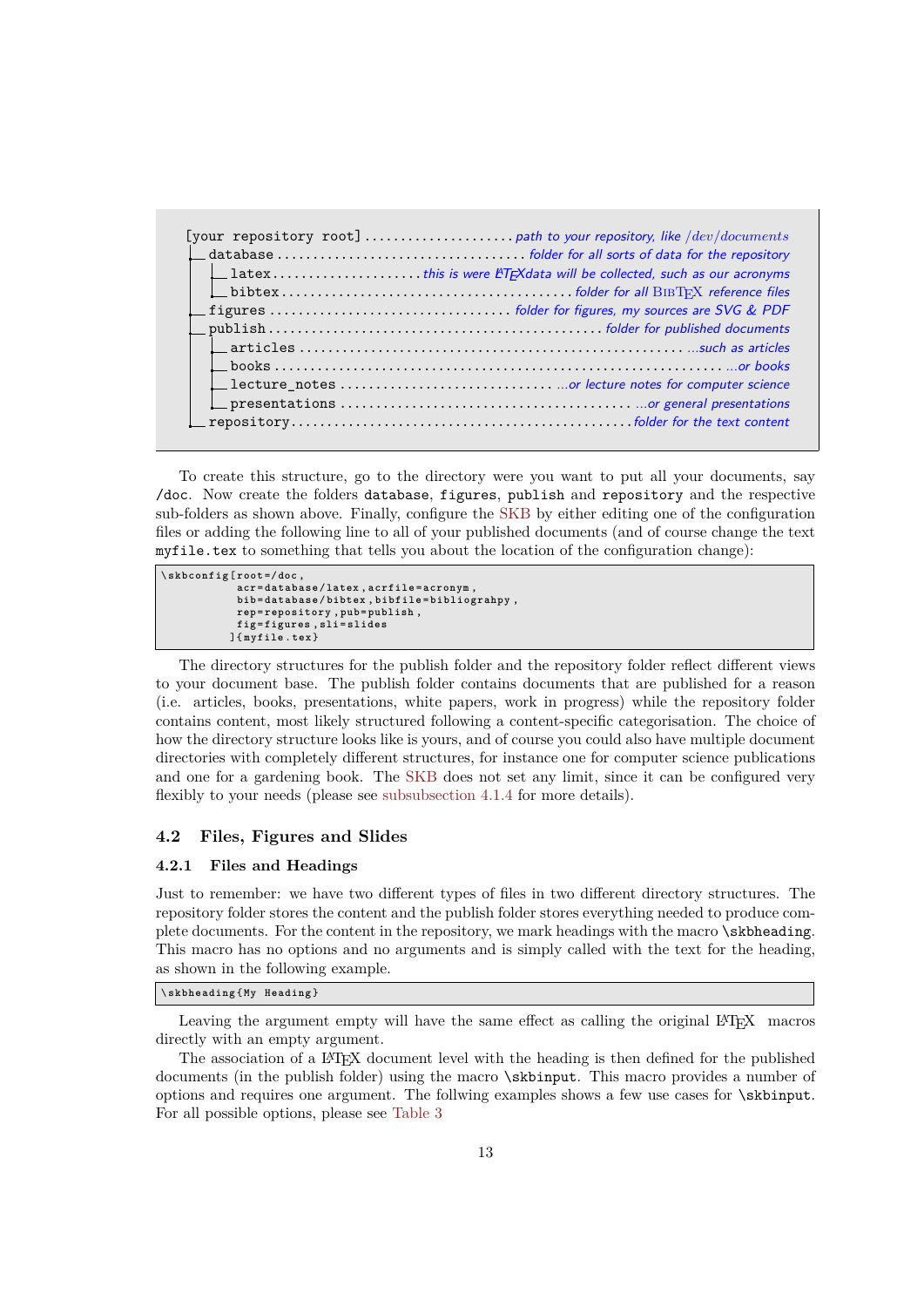```
[your repository root] .................... path to your repository, like /dev/documents
├─ database ................................. folder for all sorts of data for the repository
│  ├─ latex .................... this is were LaTeXdata will be collected, such as our acronyms
│  └─ bibtex ....................................... folder for all BibTeX reference files
├─ figures ................................ folder for figures, my sources are SVG & PDF
├─ publish ............................................. folder for published documents
│  ├─ articles .................................................... ...such as articles
│  ├─ books ........................................................... ...or books
│  ├─ lecture_notes ............................ ...or lecture notes for computer science
│  └─ presentations ....................................... ...or general presentations
└─ repository ............................................. folder for the text content
```

To create this structure, go to the directory were you want to put all your documents, say `/doc`. Now create the folders `database`, `figures`, `publish` and `repository` and the respective sub-folders as shown above. Finally, configure the SKB by either editing one of the configuration files or adding the following line to all of your published documents (and of course change the text `myfile.tex` to something that tells you about the location of the configuration change):

```
\skbconfig[root=/doc,
           acr=database/latex,acrfile=acronym,
           bib=database/bibtex,bibfile=bibliograhpy,
           rep=repository,pub=publish,
           fig=figures,sli=slides
          ]{myfile.tex}
```

The directory structures for the publish folder and the repository folder reflect different views to your document base. The publish folder contains documents that are published for a reason (i.e. articles, books, presentations, white papers, work in progress) while the repository folder contains content, most likely structured following a content-specific categorisation. The choice of how the directory structure looks like is yours, and of course you could also have multiple document directories with completely different structures, for instance one for computer science publications and one for a gardening book. The SKB does not set any limit, since it can be configured very flexibly to your needs (please see subsubsection 4.1.4 for more details).

## 4.2 Files, Figures and Slides

### 4.2.1 Files and Headings

Just to remember: we have two different types of files in two different directory structures. The repository folder stores the content and the publish folder stores everything needed to produce complete documents. For the content in the repository, we mark headings with the macro `\skbheading`. This macro has no options and no arguments and is simply called with the text for the heading, as shown in the following example.

```
\skbheading{My Heading}
```

Leaving the argument empty will have the same effect as calling the original LaTeX macros directly with an empty argument.

The association of a LaTeX document level with the heading is then defined for the published documents (in the publish folder) using the macro `\skbinput`. This macro provides a number of options and requires one argument. The follwing examples shows a few use cases for `\skbinput`. For all possible options, please see Table 3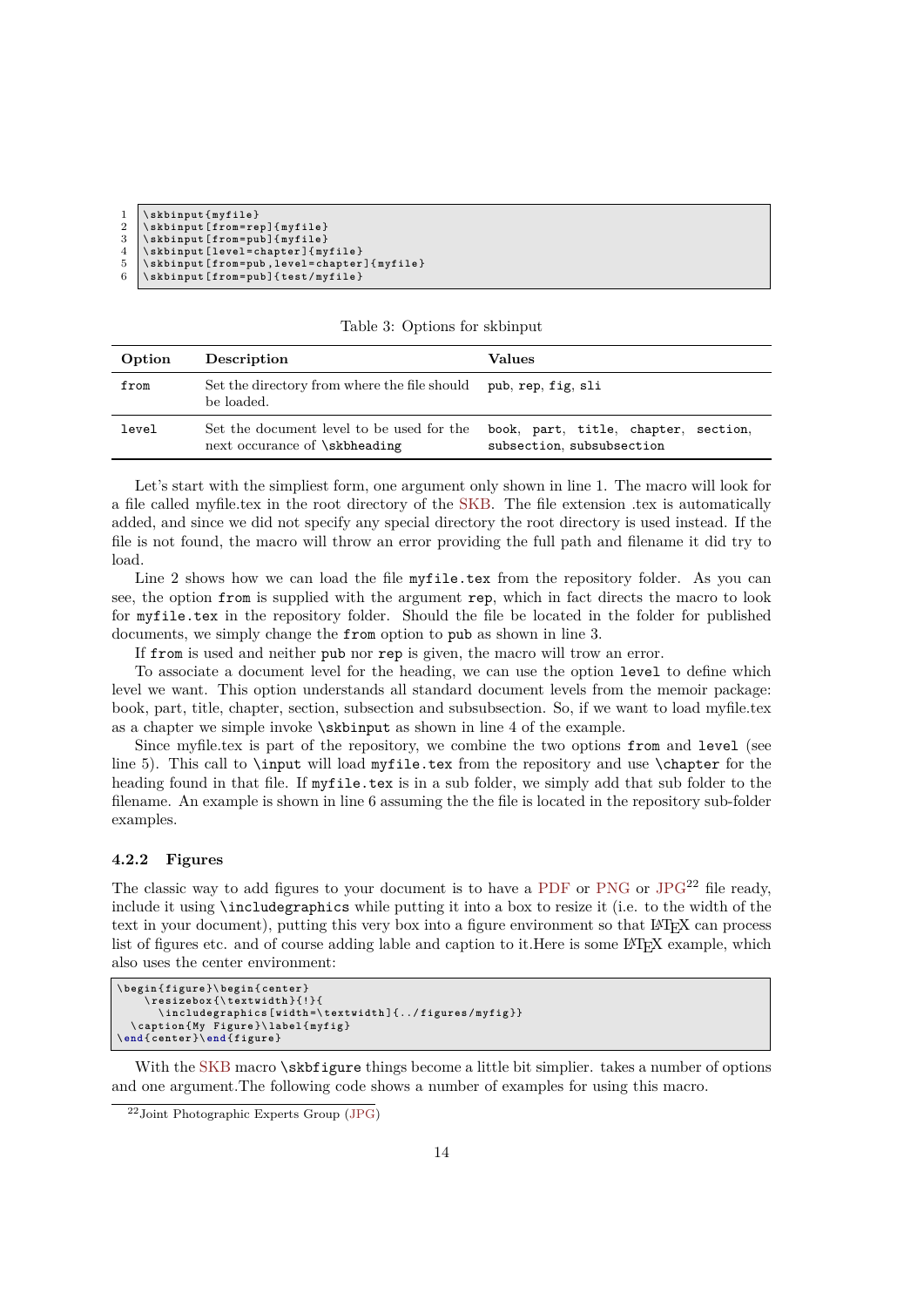```
\skbinput{myfile}
\skbinput[from=rep]{myfile}
\skbinput[from=pub]{myfile}
\skbinput[level=chapter]{myfile}
\skbinput[from=pub,level=chapter]{myfile}
\skbinput[from=pub]{test/myfile}
```

Table 3: Options for skbinput

| Option | Description | Values |
|---|---|---|
| `from` | Set the directory from where the file should be loaded. | `pub`, `rep`, `fig`, `sli` |
| `level` | Set the document level to be used for the next occurance of `\skbheading` | `book`, `part`, `title`, `chapter`, `section`, `subsection`, `subsubsection` |

Let's start with the simpliest form, one argument only shown in line 1. The macro will look for a file called myfile.tex in the root directory of the SKB. The file extension .tex is automatically added, and since we did not specify any special directory the root directory is used instead. If the file is not found, the macro will throw an error providing the full path and filename it did try to load.

Line 2 shows how we can load the file `myfile.tex` from the repository folder. As you can see, the option `from` is supplied with the argument `rep`, which in fact directs the macro to look for `myfile.tex` in the repository folder. Should the file be located in the folder for published documents, we simply change the `from` option to `pub` as shown in line 3.

If `from` is used and neither `pub` nor `rep` is given, the macro will trow an error.

To associate a document level for the heading, we can use the option `level` to define which level we want. This option understands all standard document levels from the memoir package: book, part, title, chapter, section, subsection and subsubsection. So, if we want to load myfile.tex as a chapter we simple invoke `\skbinput` as shown in line 4 of the example.

Since myfile.tex is part of the repository, we combine the two options `from` and `level` (see line 5). This call to `\input` will load `myfile.tex` from the repository and use `\chapter` for the heading found in that file. If `myfile.tex` is in a sub folder, we simply add that sub folder to the filename. An example is shown in line 6 assuming the the file is located in the repository sub-folder examples.

### 4.2.2 Figures

The classic way to add figures to your document is to have a PDF or PNG or JPG[22] file ready, include it using `\includegraphics` while putting it into a box to resize it (i.e. to the width of the text in your document), putting this very box into a figure environment so that LaTeX can process list of figures etc. and of course adding lable and caption to it.Here is some LaTeX example, which also uses the center environment:

```
\begin{figure}\begin{center}
    \resizebox{\textwidth}{!}{
      \includegraphics[width=\textwidth]{../figures/myfig}}
  \caption{My Figure}\label{myfig}
\end{center}\end{figure}
```

With the SKB macro `\skbfigure` things become a little bit simplier. takes a number of options and one argument.The following code shows a number of examples for using this macro.

[22] Joint Photographic Experts Group (JPG)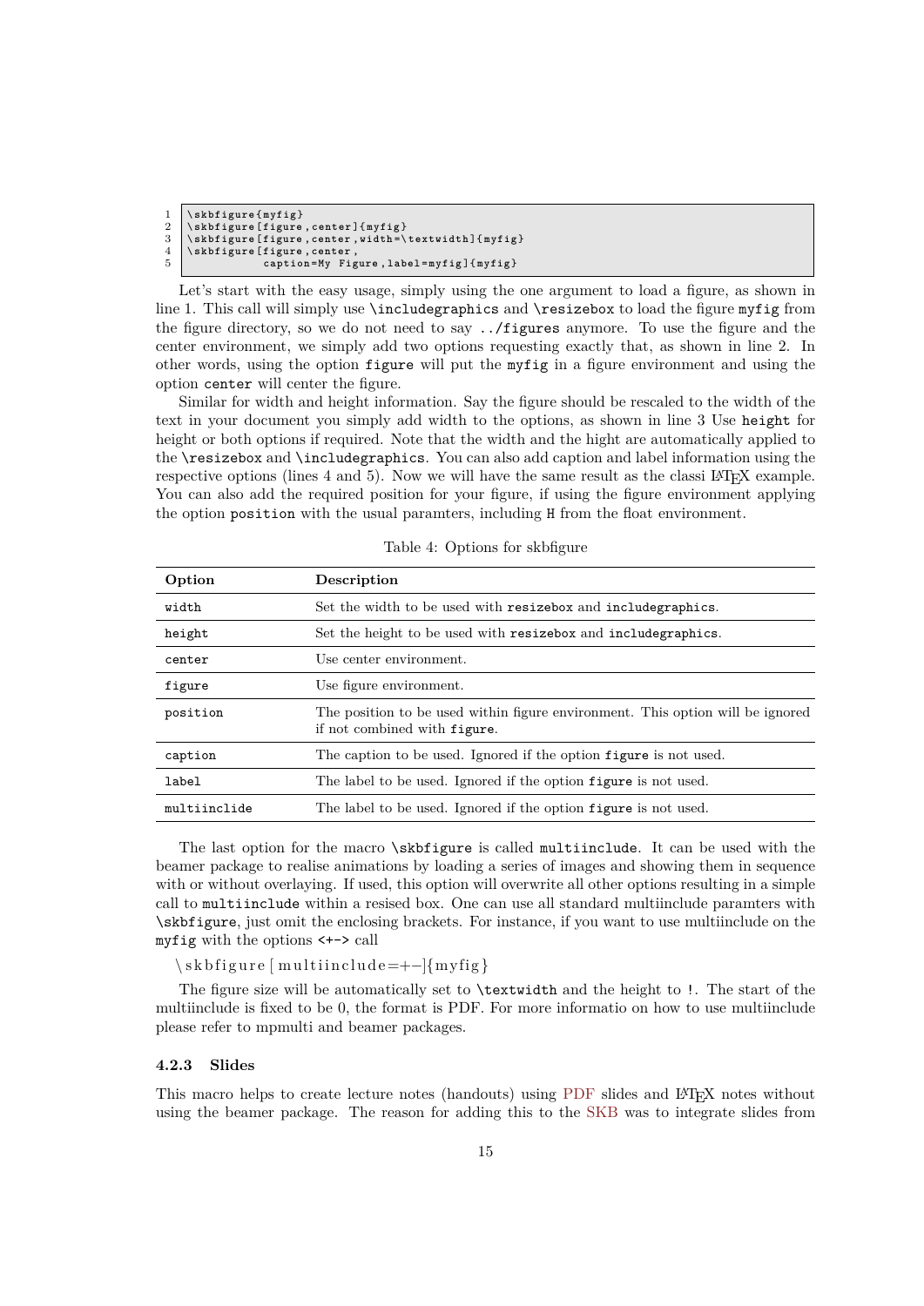```
\skbfigure{myfig}
\skbfigure[figure,center]{myfig}
\skbfigure[figure,center,width=\textwidth]{myfig}
\skbfigure[figure,center,
           caption=My Figure,label=myfig]{myfig}
```

Let's start with the easy usage, simply using the one argument to load a figure, as shown in line 1. This call will simply use `\includegraphics` and `\resizebox` to load the figure `myfig` from the figure directory, so we do not need to say `../figures` anymore. To use the figure and the center environment, we simply add two options requesting exactly that, as shown in line 2. In other words, using the option `figure` will put the `myfig` in a figure environment and using the option `center` will center the figure.

Similar for width and height information. Say the figure should be rescaled to the width of the text in your document you simply add width to the options, as shown in line 3 Use `height` for height or both options if required. Note that the width and the hight are automatically applied to the `\resizebox` and `\includegraphics`. You can also add caption and label information using the respective options (lines 4 and 5). Now we will have the same result as the classi LaTeX example. You can also add the required position for your figure, if using the figure environment applying the option `position` with the usual paramters, including `H` from the float environment.

Table 4: Options for skbfigure

| Option | Description |
|---|---|
| `width` | Set the width to be used with `resizebox` and `includegraphics`. |
| `height` | Set the height to be used with `resizebox` and `includegraphics`. |
| `center` | Use center environment. |
| `figure` | Use figure environment. |
| `position` | The position to be used within figure environment. This option will be ignored if not combined with `figure`. |
| `caption` | The caption to be used. Ignored if the option `figure` is not used. |
| `label` | The label to be used. Ignored if the option `figure` is not used. |
| `multiinclude` | The label to be used. Ignored if the option `figure` is not used. |

The last option for the macro `\skbfigure` is called `multiinclude`. It can be used with the beamer package to realise animations by loading a series of images and showing them in sequence with or without overlaying. If used, this option will overwrite all other options resulting in a simple call to `multiinclude` within a resised box. One can use all standard multiinclude paramters with `\skbfigure`, just omit the enclosing brackets. For instance, if you want to use multiinclude on the `myfig` with the options `<+->` call

```
\skbfigure[multiinclude=+-]{myfig}
```

The figure size will be automatically set to `\textwidth` and the height to `!`. The start of the multiinclude is fixed to be 0, the format is PDF. For more informatio on how to use multiinclude please refer to mpmulti and beamer packages.

#### 4.2.3 Slides

This macro helps to create lecture notes (handouts) using PDF slides and LaTeX notes without using the beamer package. The reason for adding this to the SKB was to integrate slides from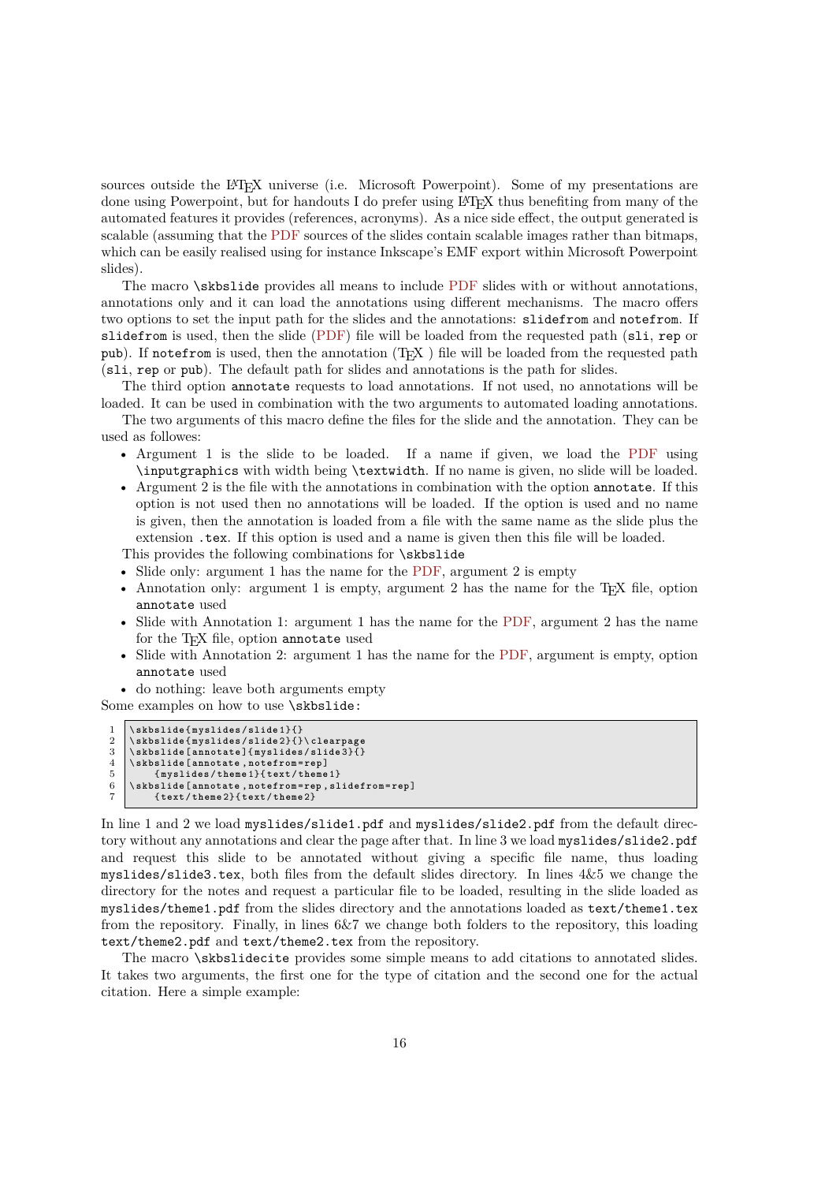sources outside the LaTeX universe (i.e. Microsoft Powerpoint). Some of my presentations are done using Powerpoint, but for handouts I do prefer using LaTeX thus benefiting from many of the automated features it provides (references, acronyms). As a nice side effect, the output generated is scalable (assuming that the PDF sources of the slides contain scalable images rather than bitmaps, which can be easily realised using for instance Inkscape's EMF export within Microsoft Powerpoint slides).

The macro `\skbslide` provides all means to include PDF slides with or without annotations, annotations only and it can load the annotations using different mechanisms. The macro offers two options to set the input path for the slides and the annotations: `slidefrom` and `notefrom`. If `slidefrom` is used, then the slide (PDF) file will be loaded from the requested path (`sli`, `rep` or `pub`). If `notefrom` is used, then the annotation (TeX ) file will be loaded from the requested path (`sli`, `rep` or `pub`). The default path for slides and annotations is the path for slides.

The third option `annotate` requests to load annotations. If not used, no annotations will be loaded. It can be used in combination with the two arguments to automated loading annotations.

The two arguments of this macro define the files for the slide and the annotation. They can be used as followes:

- Argument 1 is the slide to be loaded. If a name if given, we load the PDF using `\inputgraphics` with width being `\textwidth`. If no name is given, no slide will be loaded.
- Argument 2 is the file with the annotations in combination with the option `annotate`. If this option is not used then no annotations will be loaded. If the option is used and no name is given, then the annotation is loaded from a file with the same name as the slide plus the extension `.tex`. If this option is used and a name is given then this file will be loaded.

This provides the following combinations for `\skbslide`

- Slide only: argument 1 has the name for the PDF, argument 2 is empty
- Annotation only: argument 1 is empty, argument 2 has the name for the TeX file, option `annotate` used
- Slide with Annotation 1: argument 1 has the name for the PDF, argument 2 has the name for the TeX file, option `annotate` used
- Slide with Annotation 2: argument 1 has the name for the PDF, argument is empty, option `annotate` used
- do nothing: leave both arguments empty

Some examples on how to use `\skbslide`:

```
1 \skbslide{myslides/slide1}{}
2 \skbslide{myslides/slide2}{}\clearpage
3 \skbslide[annotate]{myslides/slide3}{}
4 \skbslide[annotate,notefrom=rep]
5     {myslides/theme1}{text/theme1}
6 \skbslide[annotate,notefrom=rep,slidefrom=rep]
7     {text/theme2}{text/theme2}
```

In line 1 and 2 we load `myslides/slide1.pdf` and `myslides/slide2.pdf` from the default directory without any annotations and clear the page after that. In line 3 we load `myslides/slide2.pdf` and request this slide to be annotated without giving a specific file name, thus loading `myslides/slide3.tex`, both files from the default slides directory. In lines 4&5 we change the directory for the notes and request a particular file to be loaded, resulting in the slide loaded as `myslides/theme1.pdf` from the slides directory and the annotations loaded as `text/theme1.tex` from the repository. Finally, in lines 6&7 we change both folders to the repository, this loading `text/theme2.pdf` and `text/theme2.tex` from the repository.

The macro `\skbslidecite` provides some simple means to add citations to annotated slides. It takes two arguments, the first one for the type of citation and the second one for the actual citation. Here a simple example: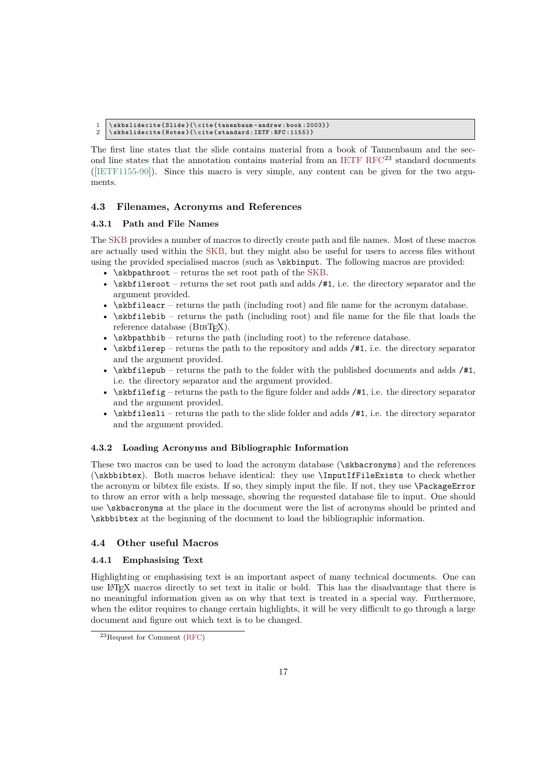```
\skbslidecite{Slide}{\cite{tanenbaum-andrew:book:2003}}
\skbslidecite{Notes}{\cite{standard:IETF:RFC:1155}}
```

The first line states that the slide contains material from a book of Tannenbaum and the second line states that the annotation contains material from an IETF RFC[23] standard documents ([IETF1155-90]). Since this macro is very simple, any content can be given for the two arguments.

## 4.3 Filenames, Acronyms and References

### 4.3.1 Path and File Names

The SKB provides a number of macros to directly create path and file names. Most of these macros are actually used within the SKB, but they might also be useful for users to access files without using the provided specialised macros (such as `\skbinput`. The following macros are provided:

- `\skbpathroot` – returns the set root path of the SKB.
- `\skbfileroot` – returns the set root path and adds `/#1`, i.e. the directory separator and the argument provided.
- `\skbfileacr` – returns the path (including root) and file name for the acronym database.
- `\skbfilebib` – returns the path (including root) and file name for the file that loads the reference database (BibTeX).
- `\skbpathbib` – returns the path (including root) to the reference database.
- `\skbfilerep` – returns the path to the repository and adds `/#1`, i.e. the directory separator and the argument provided.
- `\skbfilepub` – returns the path to the folder with the published documents and adds `/#1`, i.e. the directory separator and the argument provided.
- `\skbfilefig` – returns the path to the figure folder and adds `/#1`, i.e. the directory separator and the argument provided.
- `\skbfilesli` – returns the path to the slide folder and adds `/#1`, i.e. the directory separator and the argument provided.

### 4.3.2 Loading Acronyms and Bibliographic Information

These two macros can be used to load the acronym database (`\skbacronyms`) and the references (`\skbbibtex`). Both macros behave identical: they use `\InputIfFileExists` to check whether the acronym or bibtex file exists. If so, they simply input the file. If not, they use `\PackageError` to throw an error with a help message, showing the requested database file to input. One should use `\skbacronyms` at the place in the document were the list of acronyms should be printed and `\skbbibtex` at the beginning of the document to load the bibliographic information.

## 4.4 Other useful Macros

### 4.4.1 Emphasising Text

Highlighting or emphasising text is an important aspect of many technical documents. One can use LaTeX macros directly to set text in italic or bold. This has the disadvantage that there is no meaningful information given as on why that text is treated in a special way. Furthermore, when the editor requires to change certain highlights, it will be very difficult to go through a large document and figure out which text is to be changed.

---

[23] Request for Comment (RFC)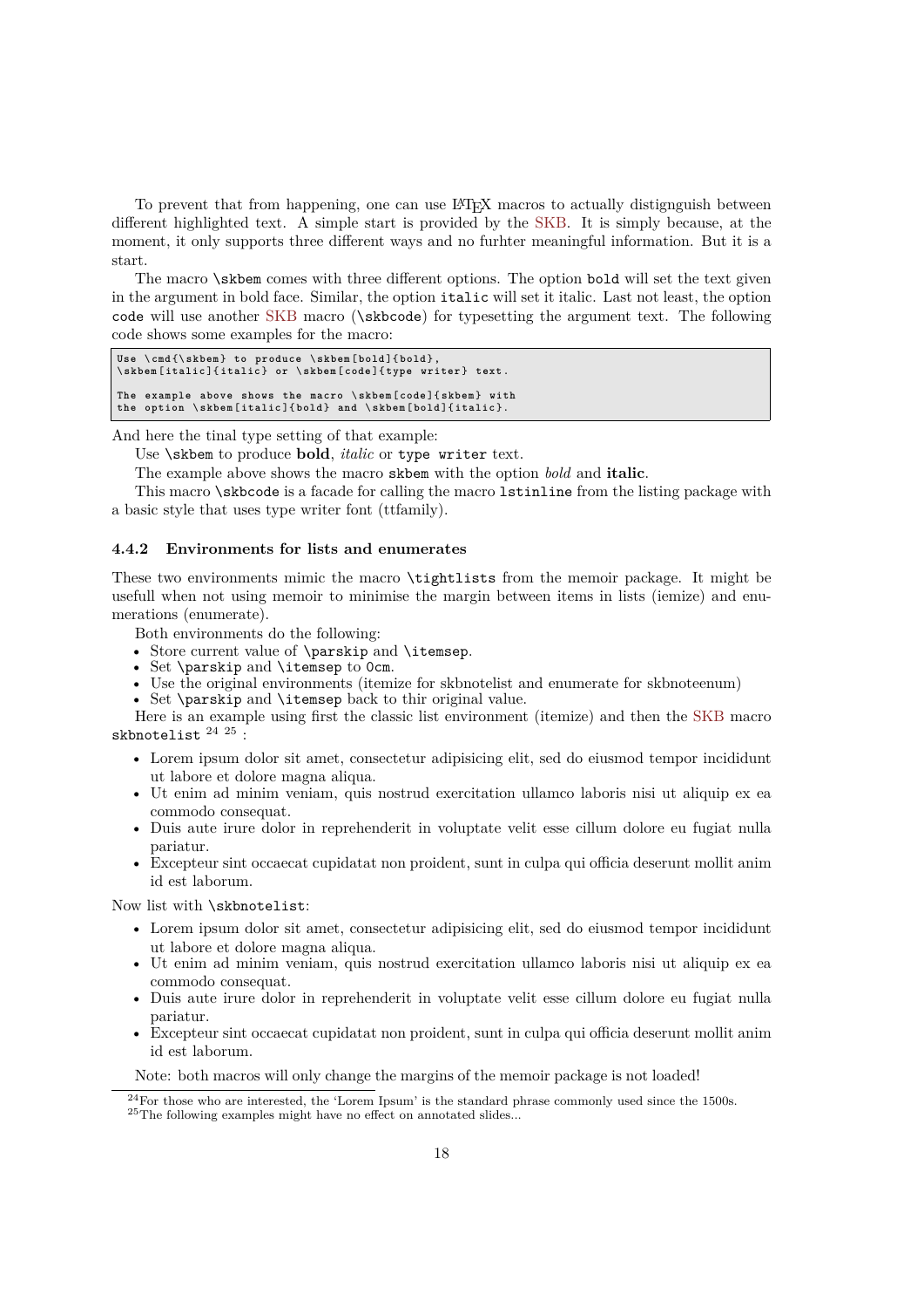To prevent that from happening, one can use LaTeX macros to actually distignguish between different highlighted text. A simple start is provided by the SKB. It is simply because, at the moment, it only supports three different ways and no furhter meaningful information. But it is a start.

The macro `\skbem` comes with three different options. The option `bold` will set the text given in the argument in bold face. Similar, the option `italic` will set it italic. Last not least, the option `code` will use another SKB macro (`\skbcode`) for typesetting the argument text. The following code shows some examples for the macro:

```
Use \cmd{\skbem} to produce \skbem[bold]{bold},
\skbem[italic]{italic} or \skbem[code]{type writer} text.

The example above shows the macro \skbem[code]{skbem} with
the option \skbem[italic]{bold} and \skbem[bold]{italic}.
```

And here the tinal type setting of that example:

Use `\skbem` to produce **bold**, *italic* or `type writer` text.

The example above shows the macro `skbem` with the option *bold* and **italic**.

This macro `\skbcode` is a facade for calling the macro `lstinline` from the listing package with a basic style that uses type writer font (ttfamily).

### 4.4.2 Environments for lists and enumerates

These two environments mimic the macro `\tightlists` from the memoir package. It might be usefull when not using memoir to minimise the margin between items in lists (iemize) and enumerations (enumerate).

Both environments do the following:

- Store current value of `\parskip` and `\itemsep`.
- Set `\parskip` and `\itemsep` to `0cm`.
- Use the original environments (itemize for skbnotelist and enumerate for skbnoteenum)
- Set `\parskip` and `\itemsep` back to thir original value.

Here is an example using first the classic list environment (itemize) and then the SKB macro `skbnotelist` [24] [25] :

- Lorem ipsum dolor sit amet, consectetur adipisicing elit, sed do eiusmod tempor incididunt ut labore et dolore magna aliqua.
- Ut enim ad minim veniam, quis nostrud exercitation ullamco laboris nisi ut aliquip ex ea commodo consequat.
- Duis aute irure dolor in reprehenderit in voluptate velit esse cillum dolore eu fugiat nulla pariatur.
- Excepteur sint occaecat cupidatat non proident, sunt in culpa qui officia deserunt mollit anim id est laborum.

Now list with `\skbnotelist`:

- Lorem ipsum dolor sit amet, consectetur adipisicing elit, sed do eiusmod tempor incididunt ut labore et dolore magna aliqua.
- Ut enim ad minim veniam, quis nostrud exercitation ullamco laboris nisi ut aliquip ex ea commodo consequat.
- Duis aute irure dolor in reprehenderit in voluptate velit esse cillum dolore eu fugiat nulla pariatur.
- Excepteur sint occaecat cupidatat non proident, sunt in culpa qui officia deserunt mollit anim id est laborum.

Note: both macros will only change the margins of the memoir package is not loaded!

---

[24] For those who are interested, the 'Lorem Ipsum' is the standard phrase commonly used since the 1500s.

[25] The following examples might have no effect on annotated slides...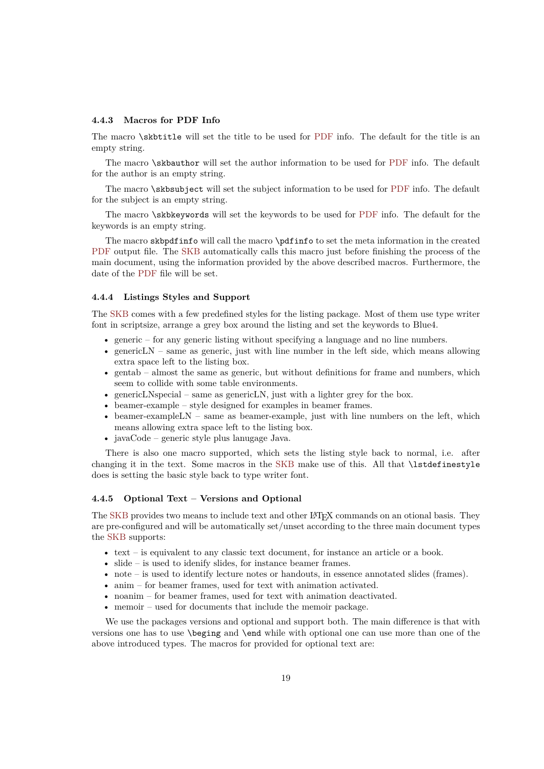### 4.4.3 Macros for PDF Info

The macro `\skbtitle` will set the title to be used for PDF info. The default for the title is an empty string.

The macro `\skbauthor` will set the author information to be used for PDF info. The default for the author is an empty string.

The macro `\skbsubject` will set the subject information to be used for PDF info. The default for the subject is an empty string.

The macro `\skbkeywords` will set the keywords to be used for PDF info. The default for the keywords is an empty string.

The macro `skbpdfinfo` will call the macro `\pdfinfo` to set the meta information in the created PDF output file. The SKB automatically calls this macro just before finishing the process of the main document, using the information provided by the above described macros. Furthermore, the date of the PDF file will be set.

### 4.4.4 Listings Styles and Support

The SKB comes with a few predefined styles for the listing package. Most of them use type writer font in scriptsize, arrange a grey box around the listing and set the keywords to Blue4.

- generic – for any generic listing without specifying a language and no line numbers.
- genericLN – same as generic, just with line number in the left side, which means allowing extra space left to the listing box.
- gentab – almost the same as generic, but without definitions for frame and numbers, which seem to collide with some table environments.
- genericLNspecial – same as genericLN, just with a lighter grey for the box.
- beamer-example – style designed for examples in beamer frames.
- beamer-exampleLN – same as beamer-example, just with line numbers on the left, which means allowing extra space left to the listing box.
- javaCode – generic style plus lanugage Java.

There is also one macro supported, which sets the listing style back to normal, i.e. after changing it in the text. Some macros in the SKB make use of this. All that `\lstdefinestyle` does is setting the basic style back to type writer font.

### 4.4.5 Optional Text – Versions and Optional

The SKB provides two means to include text and other LaTeX commands on an otional basis. They are pre-configured and will be automatically set/unset according to the three main document types the SKB supports:

- text – is equivalent to any classic text document, for instance an article or a book.
- slide – is used to idenify slides, for instance beamer frames.
- note – is used to identify lecture notes or handouts, in essence annotated slides (frames).
- anim – for beamer frames, used for text with animation activated.
- noanim – for beamer frames, used for text with animation deactivated.
- memoir – used for documents that include the memoir package.

We use the packages versions and optional and support both. The main difference is that with versions one has to use `\beging` and `\end` while with optional one can use more than one of the above introduced types. The macros for provided for optional text are: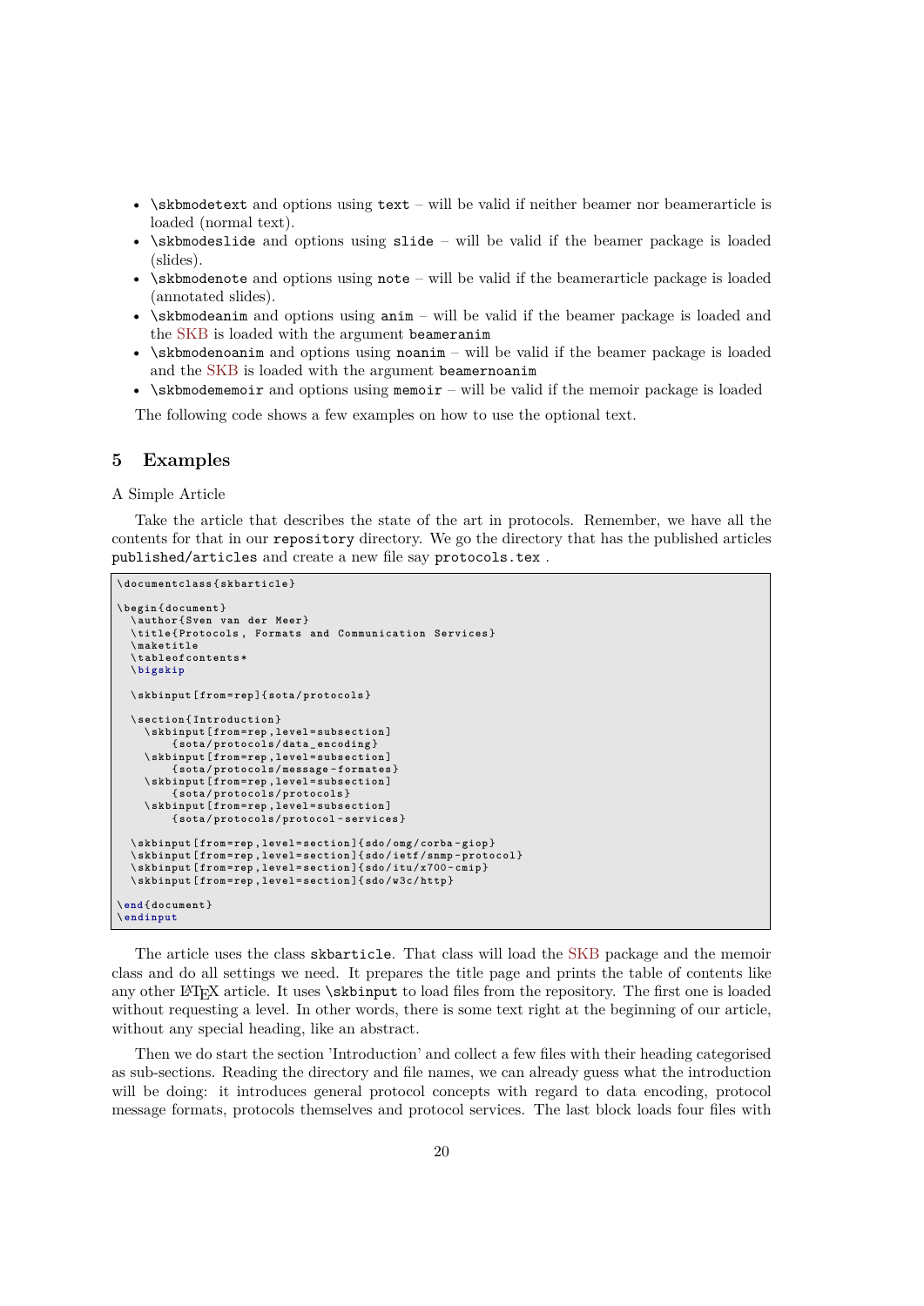- `\skbmodetext` and options using `text` – will be valid if neither beamer nor beamerarticle is loaded (normal text).
- `\skbmodeslide` and options using `slide` – will be valid if the beamer package is loaded (slides).
- `\skbmodenote` and options using `note` – will be valid if the beamerarticle package is loaded (annotated slides).
- `\skbmodeanim` and options using `anim` – will be valid if the beamer package is loaded and the SKB is loaded with the argument `beameranim`
- `\skbmodenoanim` and options using `noanim` – will be valid if the beamer package is loaded and the SKB is loaded with the argument `beamernoanim`
- `\skbmodememoir` and options using `memoir` – will be valid if the memoir package is loaded

The following code shows a few examples on how to use the optional text.

## 5 Examples

A Simple Article

Take the article that describes the state of the art in protocols. Remember, we have all the contents for that in our `repository` directory. We go the directory that has the published articles `published/articles` and create a new file say `protocols.tex` .

```
\documentclass{skbarticle}

\begin{document}
  \author{Sven van der Meer}
  \title{Protocols, Formats and Communication Services}
  \maketitle
  \tableofcontents*
  \bigskip

  \skbinput[from=rep]{sota/protocols}

  \section{Introduction}
    \skbinput[from=rep,level=subsection]
        {sota/protocols/data_encoding}
    \skbinput[from=rep,level=subsection]
        {sota/protocols/message-formates}
    \skbinput[from=rep,level=subsection]
        {sota/protocols/protocols}
    \skbinput[from=rep,level=subsection]
        {sota/protocols/protocol-services}

  \skbinput[from=rep,level=section]{sdo/omg/corba-giop}
  \skbinput[from=rep,level=section]{sdo/ietf/snmp-protocol}
  \skbinput[from=rep,level=section]{sdo/itu/x700-cmip}
  \skbinput[from=rep,level=section]{sdo/w3c/http}

\end{document}
\endinput
```

The article uses the class `skbarticle`. That class will load the SKB package and the memoir class and do all settings we need. It prepares the title page and prints the table of contents like any other LaTeX article. It uses `\skbinput` to load files from the repository. The first one is loaded without requesting a level. In other words, there is some text right at the beginning of our article, without any special heading, like an abstract.

Then we do start the section 'Introduction' and collect a few files with their heading categorised as sub-sections. Reading the directory and file names, we can already guess what the introduction will be doing: it introduces general protocol concepts with regard to data encoding, protocol message formats, protocols themselves and protocol services. The last block loads four files with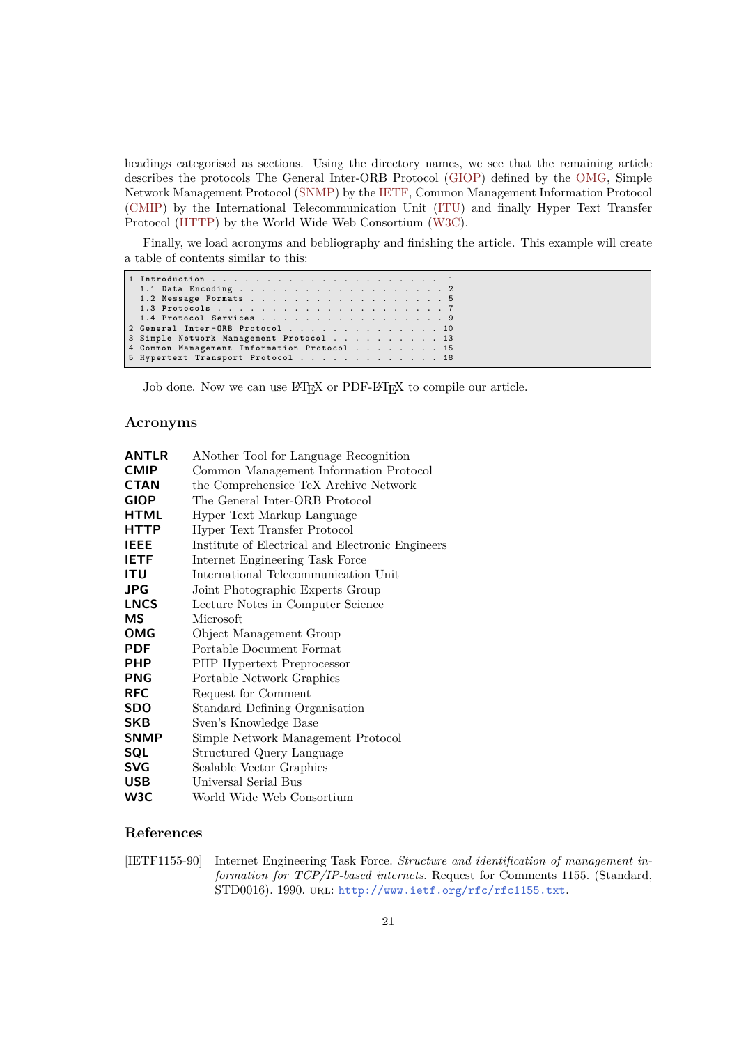headings categorised as sections. Using the directory names, we see that the remaining article describes the protocols The General Inter-ORB Protocol (GIOP) defined by the OMG, Simple Network Management Protocol (SNMP) by the IETF, Common Management Information Protocol (CMIP) by the International Telecommunication Unit (ITU) and finally Hyper Text Transfer Protocol (HTTP) by the World Wide Web Consortium (W3C).

Finally, we load acronyms and bebliography and finishing the article. This example will create a table of contents similar to this:

```
1 Introduction . . . . . . . . . . . . . . . . . . . . .  1
  1.1 Data Encoding . . . . . . . . . . . . . . . . . . . 2
  1.2 Message Formats . . . . . . . . . . . . . . . . . . 5
  1.3 Protocols . . . . . . . . . . . . . . . . . . . . . 7
  1.4 Protocol Services . . . . . . . . . . . . . . . . . 9
2 General Inter-ORB Protocol . . . . . . . . . . . . . . 10
3 Simple Network Management Protocol . . . . . . . . . . 13
4 Common Management Information Protocol . . . . . . . . 15
5 Hypertext Transport Protocol . . . . . . . . . . . . . 18
```

Job done. Now we can use LaTeX or PDF-LaTeX to compile our article.

## Acronyms

**ANTLR** ANother Tool for Language Recognition
**CMIP** Common Management Information Protocol
**CTAN** the Comprehensice TeX Archive Network
**GIOP** The General Inter-ORB Protocol
**HTML** Hyper Text Markup Language
**HTTP** Hyper Text Transfer Protocol
**IEEE** Institute of Electrical and Electronic Engineers
**IETF** Internet Engineering Task Force
**ITU** International Telecommunication Unit
**JPG** Joint Photographic Experts Group
**LNCS** Lecture Notes in Computer Science
**MS** Microsoft
**OMG** Object Management Group
**PDF** Portable Document Format
**PHP** PHP Hypertext Preprocessor
**PNG** Portable Network Graphics
**RFC** Request for Comment
**SDO** Standard Defining Organisation
**SKB** Sven's Knowledge Base
**SNMP** Simple Network Management Protocol
**SQL** Structured Query Language
**SVG** Scalable Vector Graphics
**USB** Universal Serial Bus
**W3C** World Wide Web Consortium

## References

[IETF1155-90] Internet Engineering Task Force. *Structure and identification of management information for TCP/IP-based internets*. Request for Comments 1155. (Standard, STD0016). 1990. URL: http://www.ietf.org/rfc/rfc1155.txt.